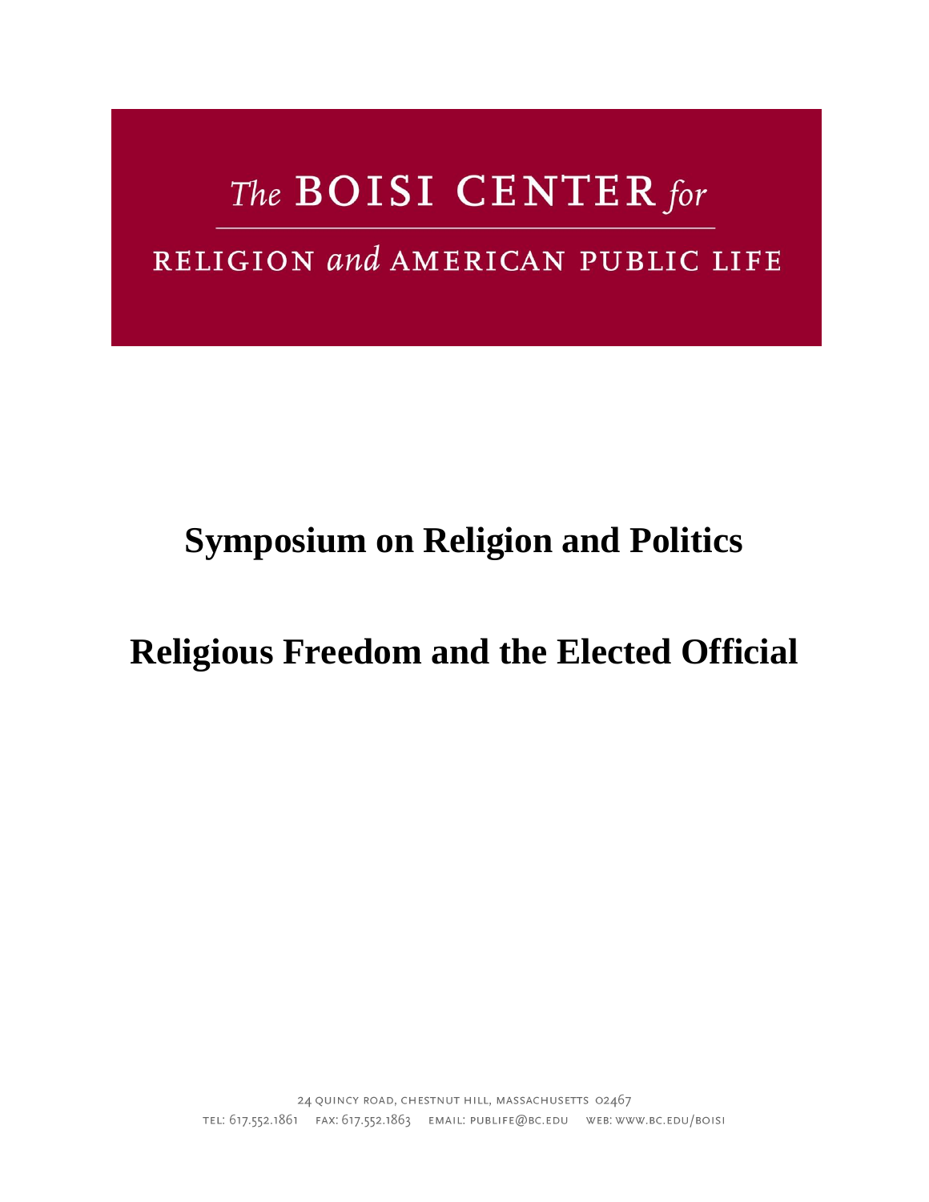The BOISI CENTER for

RELIGION and AMERICAN PUBLIC LIFE

# Symposium on Religion and Politics

# Religious Freedom and the Elected Official

24 QUINCY ROAD, CHESTNUT HILL, MASSACHUSETTS 02467

TEL: 617.552.1861 FAX: 617.552.1863 EMAIL: PUBLIFE@BC.EDU WEB: WWW.BC.EDU/BOISI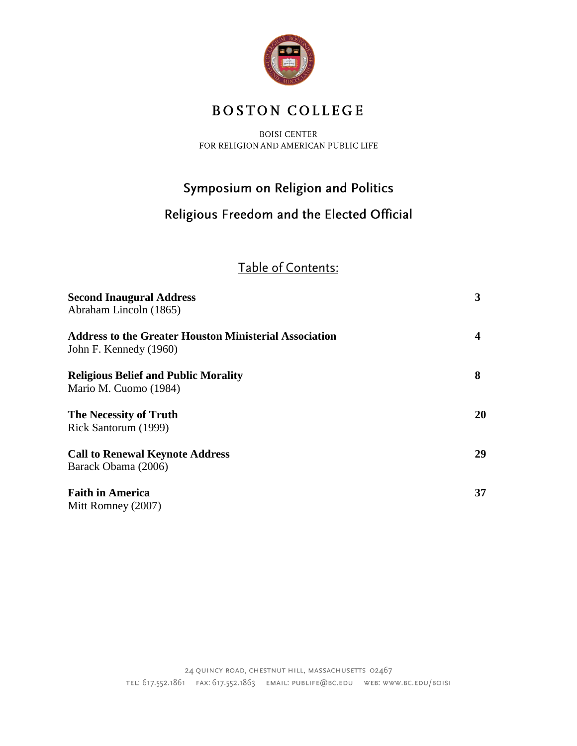# BOSTON COLLEGE

BOISI CENTER
FOR RELIGION AND AMERICAN PUBLIC LIFE

## Symposium on Religion and Politics

## Religious Freedom and the Elected Official

### Table of Contents:

| | |
|---|---|
| **Second Inaugural Address**<br>Abraham Lincoln (1865) | **3** |
| **Address to the Greater Houston Ministerial Association**<br>John F. Kennedy (1960) | **4** |
| **Religious Belief and Public Morality**<br>Mario M. Cuomo (1984) | **8** |
| **The Necessity of Truth**<br>Rick Santorum (1999) | **20** |
| **Call to Renewal Keynote Address**<br>Barack Obama (2006) | **29** |
| **Faith in America**<br>Mitt Romney (2007) | **37** |

24 QUINCY ROAD, CHESTNUT HILL, MASSACHUSETTS 02467
TEL: 617.552.1861 FAX: 617.552.1863 EMAIL: PUBLIFE@BC.EDU WEB: WWW.BC.EDU/BOISI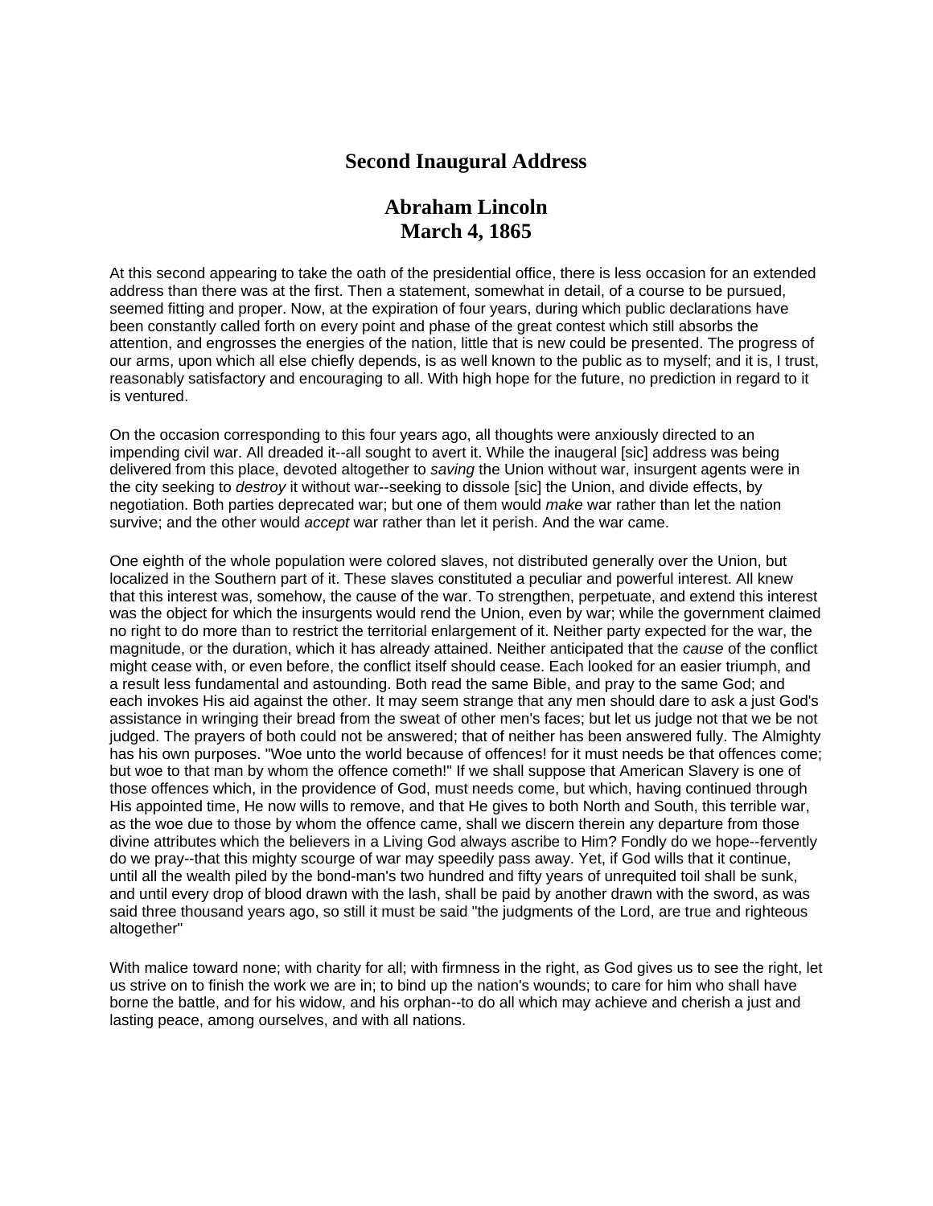# Second Inaugural Address

## Abraham Lincoln
## March 4, 1865

At this second appearing to take the oath of the presidential office, there is less occasion for an extended address than there was at the first. Then a statement, somewhat in detail, of a course to be pursued, seemed fitting and proper. Now, at the expiration of four years, during which public declarations have been constantly called forth on every point and phase of the great contest which still absorbs the attention, and engrosses the energies of the nation, little that is new could be presented. The progress of our arms, upon which all else chiefly depends, is as well known to the public as to myself; and it is, I trust, reasonably satisfactory and encouraging to all. With high hope for the future, no prediction in regard to it is ventured.

On the occasion corresponding to this four years ago, all thoughts were anxiously directed to an impending civil war. All dreaded it--all sought to avert it. While the inaugeral [sic] address was being delivered from this place, devoted altogether to *saving* the Union without war, insurgent agents were in the city seeking to *destroy* it without war--seeking to dissole [sic] the Union, and divide effects, by negotiation. Both parties deprecated war; but one of them would *make* war rather than let the nation survive; and the other would *accept* war rather than let it perish. And the war came.

One eighth of the whole population were colored slaves, not distributed generally over the Union, but localized in the Southern part of it. These slaves constituted a peculiar and powerful interest. All knew that this interest was, somehow, the cause of the war. To strengthen, perpetuate, and extend this interest was the object for which the insurgents would rend the Union, even by war; while the government claimed no right to do more than to restrict the territorial enlargement of it. Neither party expected for the war, the magnitude, or the duration, which it has already attained. Neither anticipated that the *cause* of the conflict might cease with, or even before, the conflict itself should cease. Each looked for an easier triumph, and a result less fundamental and astounding. Both read the same Bible, and pray to the same God; and each invokes His aid against the other. It may seem strange that any men should dare to ask a just God's assistance in wringing their bread from the sweat of other men's faces; but let us judge not that we be not judged. The prayers of both could not be answered; that of neither has been answered fully. The Almighty has his own purposes. "Woe unto the world because of offences! for it must needs be that offences come; but woe to that man by whom the offence cometh!" If we shall suppose that American Slavery is one of those offences which, in the providence of God, must needs come, but which, having continued through His appointed time, He now wills to remove, and that He gives to both North and South, this terrible war, as the woe due to those by whom the offence came, shall we discern therein any departure from those divine attributes which the believers in a Living God always ascribe to Him? Fondly do we hope--fervently do we pray--that this mighty scourge of war may speedily pass away. Yet, if God wills that it continue, until all the wealth piled by the bond-man's two hundred and fifty years of unrequited toil shall be sunk, and until every drop of blood drawn with the lash, shall be paid by another drawn with the sword, as was said three thousand years ago, so still it must be said "the judgments of the Lord, are true and righteous altogether"

With malice toward none; with charity for all; with firmness in the right, as God gives us to see the right, let us strive on to finish the work we are in; to bind up the nation's wounds; to care for him who shall have borne the battle, and for his widow, and his orphan--to do all which may achieve and cherish a just and lasting peace, among ourselves, and with all nations.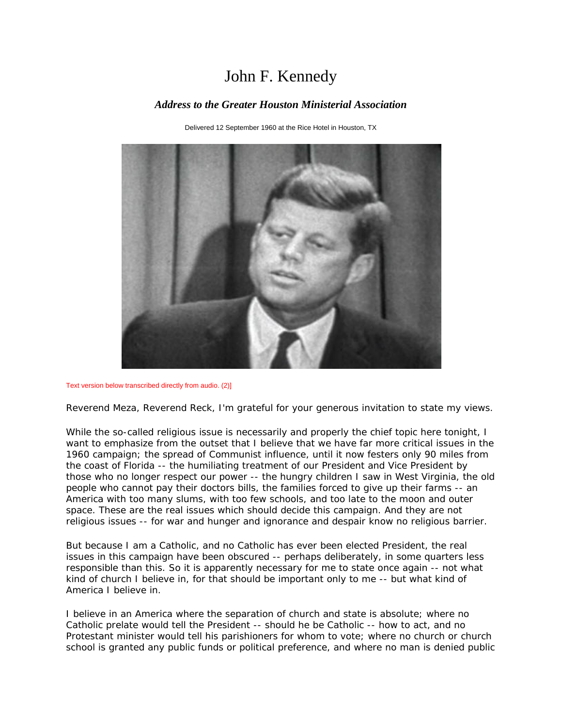# John F. Kennedy

### *Address to the Greater Houston Ministerial Association*

Delivered 12 September 1960 at the Rice Hotel in Houston, TX

Text version below transcribed directly from audio. (2)]

Reverend Meza, Reverend Reck, I'm grateful for your generous invitation to state my views.

While the so-called religious issue is necessarily and properly the chief topic here tonight, I want to emphasize from the outset that I believe that we have far more critical issues in the 1960 campaign; the spread of Communist influence, until it now festers only 90 miles from the coast of Florida -- the humiliating treatment of our President and Vice President by those who no longer respect our power -- the hungry children I saw in West Virginia, the old people who cannot pay their doctors bills, the families forced to give up their farms -- an America with too many slums, with too few schools, and too late to the moon and outer space. These are the real issues which should decide this campaign. And they are not religious issues -- for war and hunger and ignorance and despair know no religious barrier.

But because I am a Catholic, and no Catholic has ever been elected President, the real issues in this campaign have been obscured -- perhaps deliberately, in some quarters less responsible than this. So it is apparently necessary for me to state once again -- not what kind of church I believe in, for that should be important only to me -- but what kind of America I believe in.

I believe in an America where the separation of church and state is absolute; where no Catholic prelate would tell the President -- should he be Catholic -- how to act, and no Protestant minister would tell his parishioners for whom to vote; where no church or church school is granted any public funds or political preference, and where no man is denied public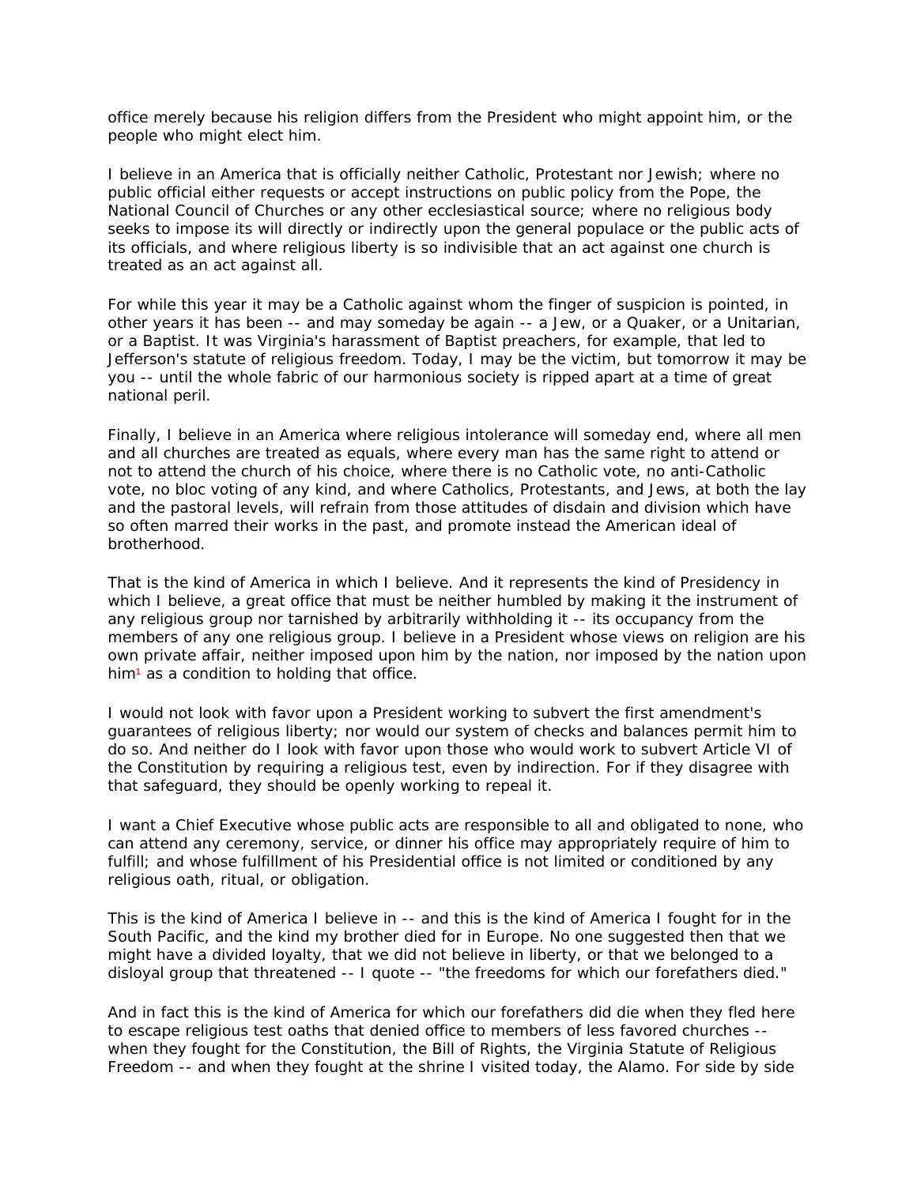office merely because his religion differs from the President who might appoint him, or the people who might elect him.

I believe in an America that is officially neither Catholic, Protestant nor Jewish; where no public official either requests or accept instructions on public policy from the Pope, the National Council of Churches or any other ecclesiastical source; where no religious body seeks to impose its will directly or indirectly upon the general populace or the public acts of its officials, and where religious liberty is so indivisible that an act against one church is treated as an act against all.

For while this year it may be a Catholic against whom the finger of suspicion is pointed, in other years it has been -- and may someday be again -- a Jew, or a Quaker, or a Unitarian, or a Baptist. It was Virginia's harassment of Baptist preachers, for example, that led to Jefferson's statute of religious freedom. Today, I may be the victim, but tomorrow it may be you -- until the whole fabric of our harmonious society is ripped apart at a time of great national peril.

Finally, I believe in an America where religious intolerance will someday end, where all men and all churches are treated as equals, where every man has the same right to attend or not to attend the church of his choice, where there is no Catholic vote, no anti-Catholic vote, no bloc voting of any kind, and where Catholics, Protestants, and Jews, at both the lay and the pastoral levels, will refrain from those attitudes of disdain and division which have so often marred their works in the past, and promote instead the American ideal of brotherhood.

That is the kind of America in which I believe. And it represents the kind of Presidency in which I believe, a great office that must be neither humbled by making it the instrument of any religious group nor tarnished by arbitrarily withholding it -- its occupancy from the members of any one religious group. I believe in a President whose views on religion are his own private affair, neither imposed upon him by the nation, nor imposed by the nation upon him[1] as a condition to holding that office.

I would not look with favor upon a President working to subvert the first amendment's guarantees of religious liberty; nor would our system of checks and balances permit him to do so. And neither do I look with favor upon those who would work to subvert Article VI of the Constitution by requiring a religious test, even by indirection. For if they disagree with that safeguard, they should be openly working to repeal it.

I want a Chief Executive whose public acts are responsible to all and obligated to none, who can attend any ceremony, service, or dinner his office may appropriately require of him to fulfill; and whose fulfillment of his Presidential office is not limited or conditioned by any religious oath, ritual, or obligation.

This is the kind of America I believe in -- and this is the kind of America I fought for in the South Pacific, and the kind my brother died for in Europe. No one suggested then that we might have a divided loyalty, that we did not believe in liberty, or that we belonged to a disloyal group that threatened -- I quote -- "the freedoms for which our forefathers died."

And in fact this is the kind of America for which our forefathers did die when they fled here to escape religious test oaths that denied office to members of less favored churches -- when they fought for the Constitution, the Bill of Rights, the Virginia Statute of Religious Freedom -- and when they fought at the shrine I visited today, the Alamo. For side by side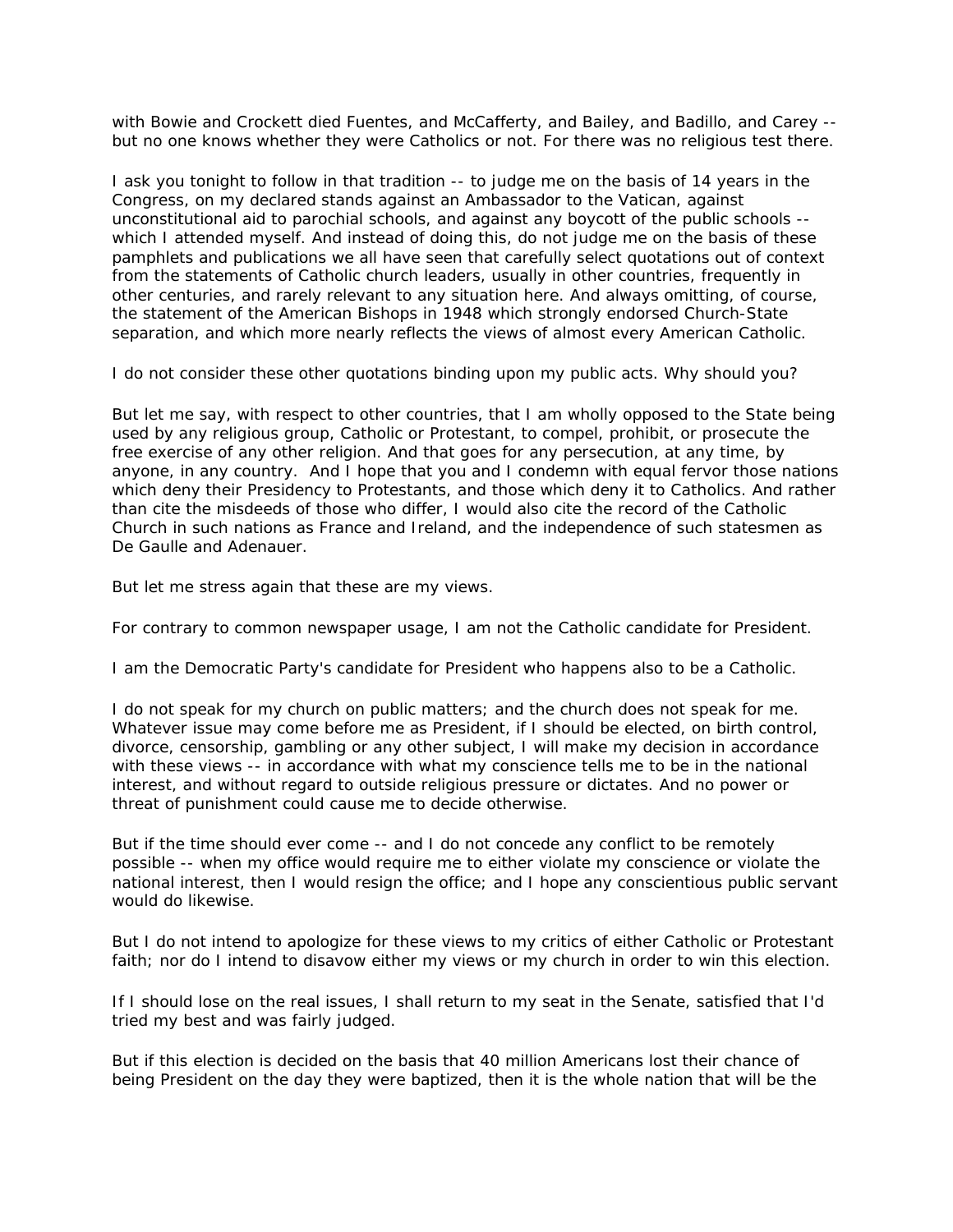with Bowie and Crockett died Fuentes, and McCafferty, and Bailey, and Badillo, and Carey -- but no one knows whether they were Catholics or not. For there was no religious test there.

I ask you tonight to follow in that tradition -- to judge me on the basis of 14 years in the Congress, on my declared stands against an Ambassador to the Vatican, against unconstitutional aid to parochial schools, and against any boycott of the public schools -- which I attended myself. And instead of doing this, do not judge me on the basis of these pamphlets and publications we all have seen that carefully select quotations out of context from the statements of Catholic church leaders, usually in other countries, frequently in other centuries, and rarely relevant to any situation here. And always omitting, of course, the statement of the American Bishops in 1948 which strongly endorsed Church-State separation, and which more nearly reflects the views of almost every American Catholic.

I do not consider these other quotations binding upon my public acts. Why should you?

But let me say, with respect to other countries, that I am wholly opposed to the State being used by any religious group, Catholic or Protestant, to compel, prohibit, or prosecute the free exercise of any other religion. And that goes for any persecution, at any time, by anyone, in any country. And I hope that you and I condemn with equal fervor those nations which deny their Presidency to Protestants, and those which deny it to Catholics. And rather than cite the misdeeds of those who differ, I would also cite the record of the Catholic Church in such nations as France and Ireland, and the independence of such statesmen as De Gaulle and Adenauer.

But let me stress again that these are my views.

For contrary to common newspaper usage, I am not the Catholic candidate for President.

I am the Democratic Party's candidate for President who happens also to be a Catholic.

I do not speak for my church on public matters; and the church does not speak for me. Whatever issue may come before me as President, if I should be elected, on birth control, divorce, censorship, gambling or any other subject, I will make my decision in accordance with these views -- in accordance with what my conscience tells me to be in the national interest, and without regard to outside religious pressure or dictates. And no power or threat of punishment could cause me to decide otherwise.

But if the time should ever come -- and I do not concede any conflict to be remotely possible -- when my office would require me to either violate my conscience or violate the national interest, then I would resign the office; and I hope any conscientious public servant would do likewise.

But I do not intend to apologize for these views to my critics of either Catholic or Protestant faith; nor do I intend to disavow either my views or my church in order to win this election.

If I should lose on the real issues, I shall return to my seat in the Senate, satisfied that I'd tried my best and was fairly judged.

But if this election is decided on the basis that 40 million Americans lost their chance of being President on the day they were baptized, then it is the whole nation that will be the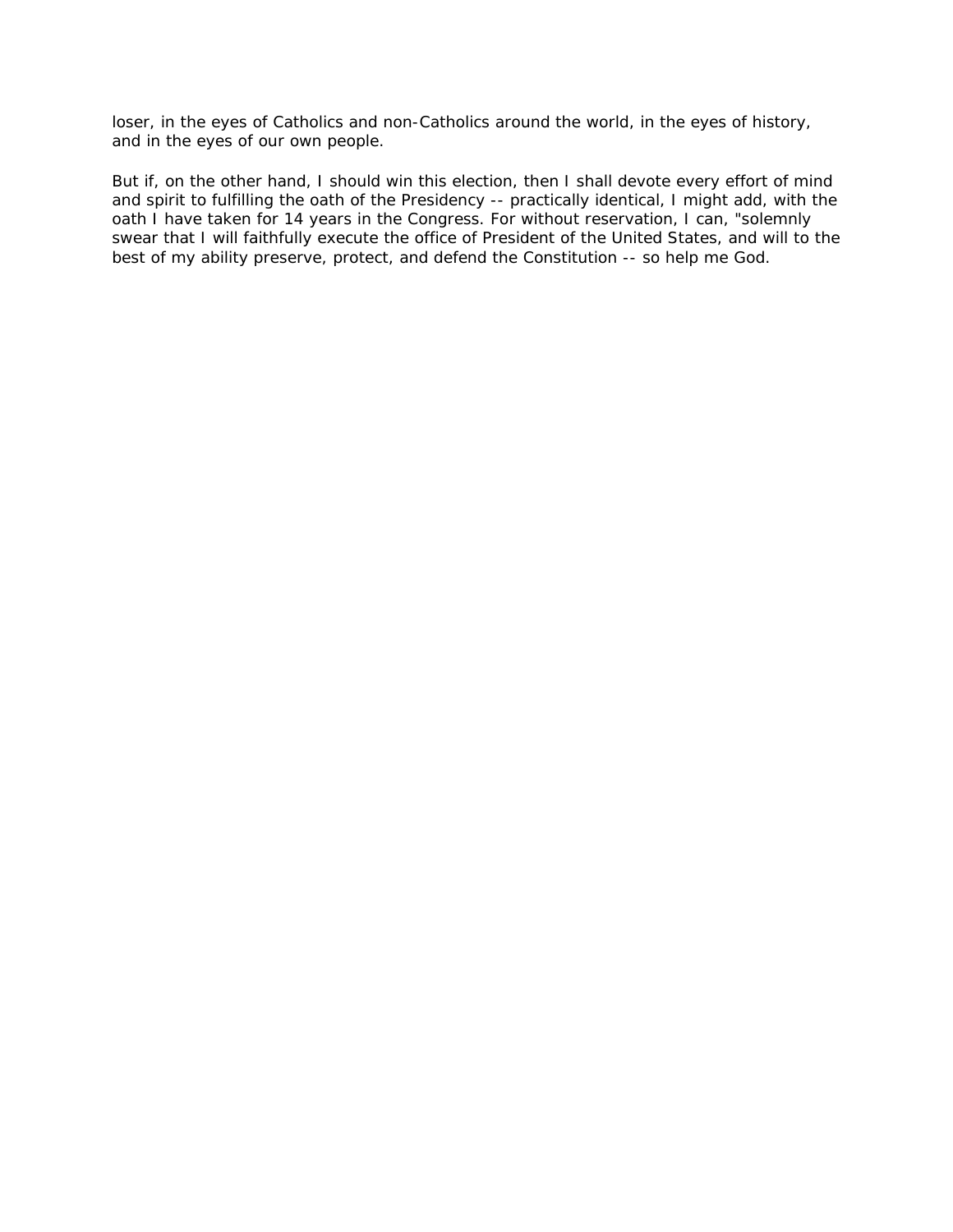loser, in the eyes of Catholics and non-Catholics around the world, in the eyes of history, and in the eyes of our own people.

But if, on the other hand, I should win this election, then I shall devote every effort of mind and spirit to fulfilling the oath of the Presidency -- practically identical, I might add, with the oath I have taken for 14 years in the Congress. For without reservation, I can, "solemnly swear that I will faithfully execute the office of President of the United States, and will to the best of my ability preserve, protect, and defend the Constitution -- so help me God.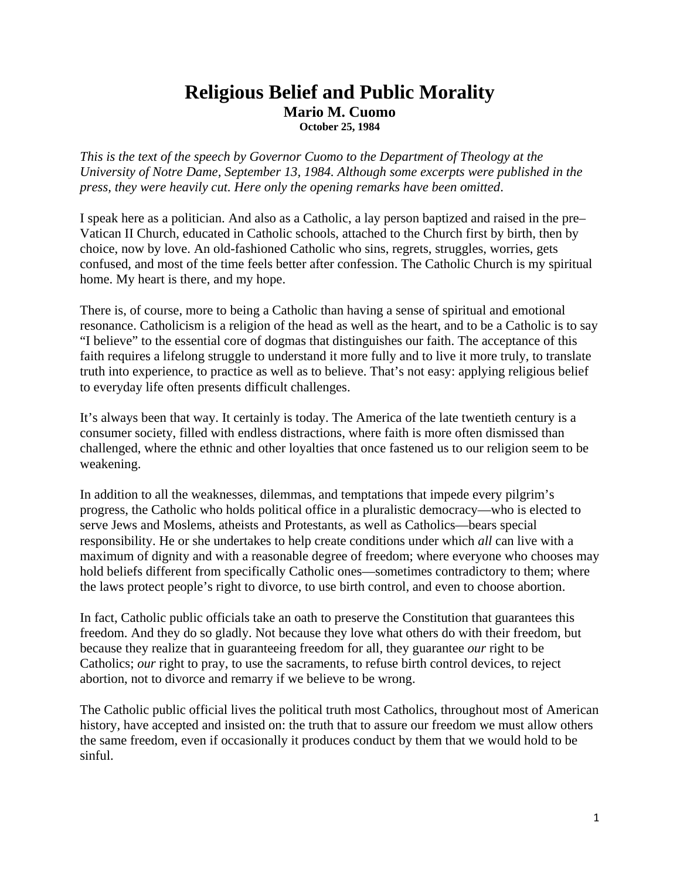# Religious Belief and Public Morality

**Mario M. Cuomo**

**October 25, 1984**

*This is the text of the speech by Governor Cuomo to the Department of Theology at the University of Notre Dame, September 13, 1984. Although some excerpts were published in the press, they were heavily cut. Here only the opening remarks have been omitted.*

I speak here as a politician. And also as a Catholic, a lay person baptized and raised in the pre–Vatican II Church, educated in Catholic schools, attached to the Church first by birth, then by choice, now by love. An old-fashioned Catholic who sins, regrets, struggles, worries, gets confused, and most of the time feels better after confession. The Catholic Church is my spiritual home. My heart is there, and my hope.

There is, of course, more to being a Catholic than having a sense of spiritual and emotional resonance. Catholicism is a religion of the head as well as the heart, and to be a Catholic is to say "I believe" to the essential core of dogmas that distinguishes our faith. The acceptance of this faith requires a lifelong struggle to understand it more fully and to live it more truly, to translate truth into experience, to practice as well as to believe. That's not easy: applying religious belief to everyday life often presents difficult challenges.

It's always been that way. It certainly is today. The America of the late twentieth century is a consumer society, filled with endless distractions, where faith is more often dismissed than challenged, where the ethnic and other loyalties that once fastened us to our religion seem to be weakening.

In addition to all the weaknesses, dilemmas, and temptations that impede every pilgrim's progress, the Catholic who holds political office in a pluralistic democracy—who is elected to serve Jews and Moslems, atheists and Protestants, as well as Catholics—bears special responsibility. He or she undertakes to help create conditions under which *all* can live with a maximum of dignity and with a reasonable degree of freedom; where everyone who chooses may hold beliefs different from specifically Catholic ones—sometimes contradictory to them; where the laws protect people's right to divorce, to use birth control, and even to choose abortion.

In fact, Catholic public officials take an oath to preserve the Constitution that guarantees this freedom. And they do so gladly. Not because they love what others do with their freedom, but because they realize that in guaranteeing freedom for all, they guarantee *our* right to be Catholics; *our* right to pray, to use the sacraments, to refuse birth control devices, to reject abortion, not to divorce and remarry if we believe to be wrong.

The Catholic public official lives the political truth most Catholics, throughout most of American history, have accepted and insisted on: the truth that to assure our freedom we must allow others the same freedom, even if occasionally it produces conduct by them that we would hold to be sinful.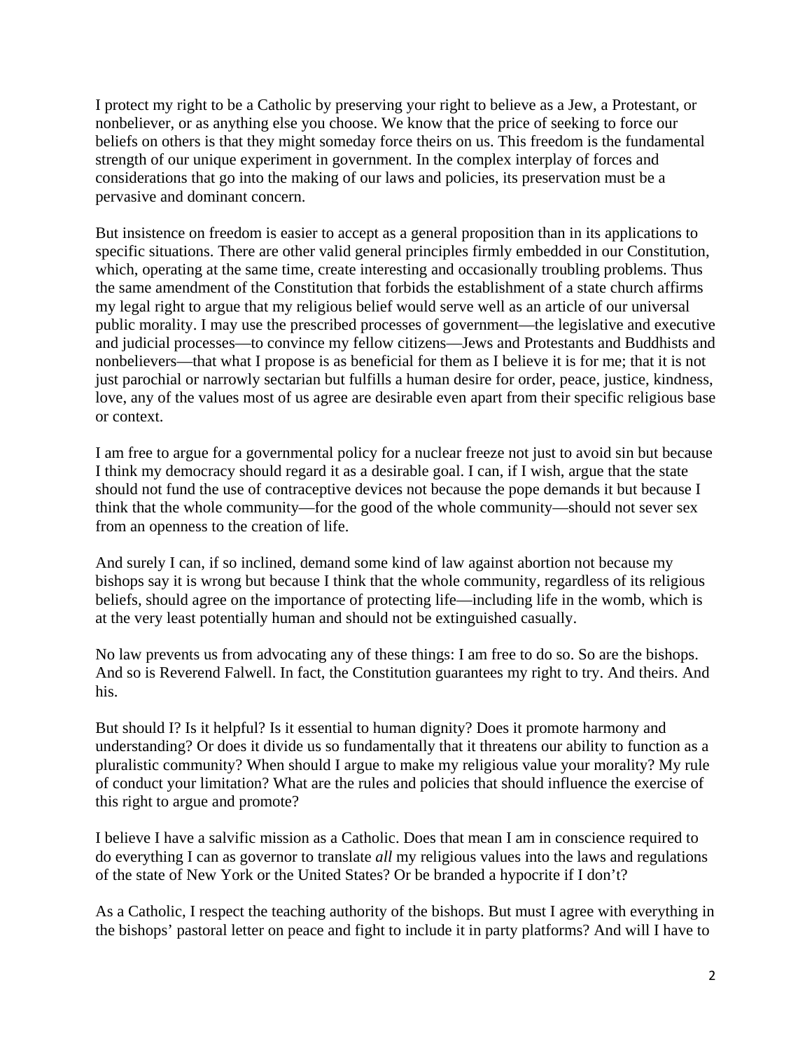I protect my right to be a Catholic by preserving your right to believe as a Jew, a Protestant, or nonbeliever, or as anything else you choose. We know that the price of seeking to force our beliefs on others is that they might someday force theirs on us. This freedom is the fundamental strength of our unique experiment in government. In the complex interplay of forces and considerations that go into the making of our laws and policies, its preservation must be a pervasive and dominant concern.

But insistence on freedom is easier to accept as a general proposition than in its applications to specific situations. There are other valid general principles firmly embedded in our Constitution, which, operating at the same time, create interesting and occasionally troubling problems. Thus the same amendment of the Constitution that forbids the establishment of a state church affirms my legal right to argue that my religious belief would serve well as an article of our universal public morality. I may use the prescribed processes of government—the legislative and executive and judicial processes—to convince my fellow citizens—Jews and Protestants and Buddhists and nonbelievers—that what I propose is as beneficial for them as I believe it is for me; that it is not just parochial or narrowly sectarian but fulfills a human desire for order, peace, justice, kindness, love, any of the values most of us agree are desirable even apart from their specific religious base or context.

I am free to argue for a governmental policy for a nuclear freeze not just to avoid sin but because I think my democracy should regard it as a desirable goal. I can, if I wish, argue that the state should not fund the use of contraceptive devices not because the pope demands it but because I think that the whole community—for the good of the whole community—should not sever sex from an openness to the creation of life.

And surely I can, if so inclined, demand some kind of law against abortion not because my bishops say it is wrong but because I think that the whole community, regardless of its religious beliefs, should agree on the importance of protecting life—including life in the womb, which is at the very least potentially human and should not be extinguished casually.

No law prevents us from advocating any of these things: I am free to do so. So are the bishops. And so is Reverend Falwell. In fact, the Constitution guarantees my right to try. And theirs. And his.

But should I? Is it helpful? Is it essential to human dignity? Does it promote harmony and understanding? Or does it divide us so fundamentally that it threatens our ability to function as a pluralistic community? When should I argue to make my religious value your morality? My rule of conduct your limitation? What are the rules and policies that should influence the exercise of this right to argue and promote?

I believe I have a salvific mission as a Catholic. Does that mean I am in conscience required to do everything I can as governor to translate *all* my religious values into the laws and regulations of the state of New York or the United States? Or be branded a hypocrite if I don't?

As a Catholic, I respect the teaching authority of the bishops. But must I agree with everything in the bishops' pastoral letter on peace and fight to include it in party platforms? And will I have to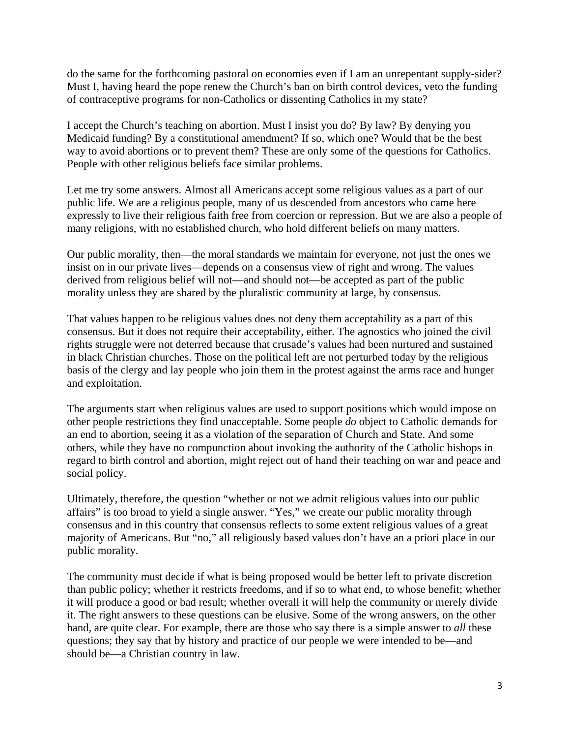do the same for the forthcoming pastoral on economies even if I am an unrepentant supply-sider? Must I, having heard the pope renew the Church's ban on birth control devices, veto the funding of contraceptive programs for non-Catholics or dissenting Catholics in my state?

I accept the Church's teaching on abortion. Must I insist you do? By law? By denying you Medicaid funding? By a constitutional amendment? If so, which one? Would that be the best way to avoid abortions or to prevent them? These are only some of the questions for Catholics. People with other religious beliefs face similar problems.

Let me try some answers. Almost all Americans accept some religious values as a part of our public life. We are a religious people, many of us descended from ancestors who came here expressly to live their religious faith free from coercion or repression. But we are also a people of many religions, with no established church, who hold different beliefs on many matters.

Our public morality, then—the moral standards we maintain for everyone, not just the ones we insist on in our private lives—depends on a consensus view of right and wrong. The values derived from religious belief will not—and should not—be accepted as part of the public morality unless they are shared by the pluralistic community at large, by consensus.

That values happen to be religious values does not deny them acceptability as a part of this consensus. But it does not require their acceptability, either. The agnostics who joined the civil rights struggle were not deterred because that crusade's values had been nurtured and sustained in black Christian churches. Those on the political left are not perturbed today by the religious basis of the clergy and lay people who join them in the protest against the arms race and hunger and exploitation.

The arguments start when religious values are used to support positions which would impose on other people restrictions they find unacceptable. Some people *do* object to Catholic demands for an end to abortion, seeing it as a violation of the separation of Church and State. And some others, while they have no compunction about invoking the authority of the Catholic bishops in regard to birth control and abortion, might reject out of hand their teaching on war and peace and social policy.

Ultimately, therefore, the question "whether or not we admit religious values into our public affairs" is too broad to yield a single answer. "Yes," we create our public morality through consensus and in this country that consensus reflects to some extent religious values of a great majority of Americans. But "no," all religiously based values don't have an a priori place in our public morality.

The community must decide if what is being proposed would be better left to private discretion than public policy; whether it restricts freedoms, and if so to what end, to whose benefit; whether it will produce a good or bad result; whether overall it will help the community or merely divide it. The right answers to these questions can be elusive. Some of the wrong answers, on the other hand, are quite clear. For example, there are those who say there is a simple answer to *all* these questions; they say that by history and practice of our people we were intended to be—and should be—a Christian country in law.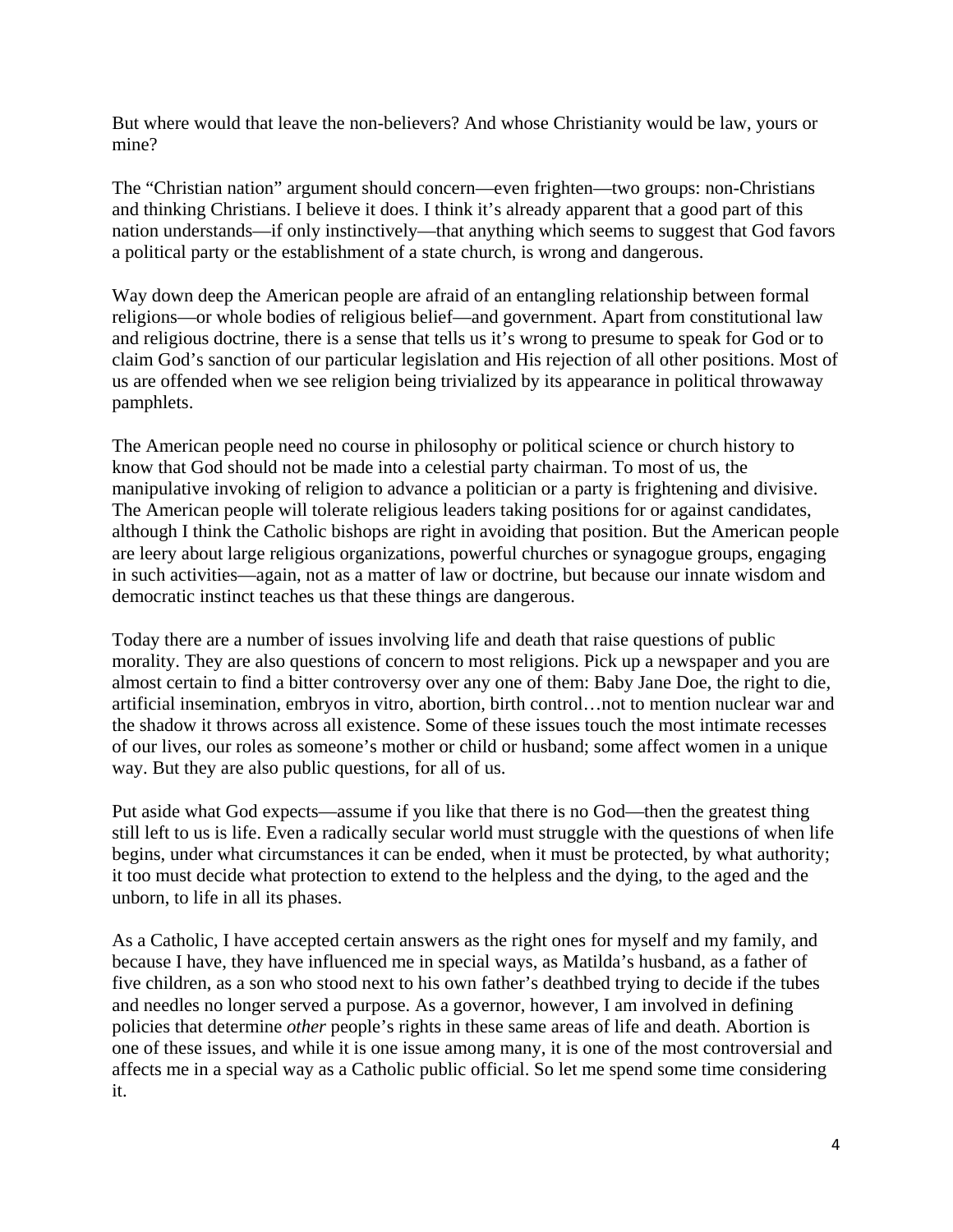But where would that leave the non-believers? And whose Christianity would be law, yours or mine?

The "Christian nation" argument should concern—even frighten—two groups: non-Christians and thinking Christians. I believe it does. I think it's already apparent that a good part of this nation understands—if only instinctively—that anything which seems to suggest that God favors a political party or the establishment of a state church, is wrong and dangerous.

Way down deep the American people are afraid of an entangling relationship between formal religions—or whole bodies of religious belief—and government. Apart from constitutional law and religious doctrine, there is a sense that tells us it's wrong to presume to speak for God or to claim God's sanction of our particular legislation and His rejection of all other positions. Most of us are offended when we see religion being trivialized by its appearance in political throwaway pamphlets.

The American people need no course in philosophy or political science or church history to know that God should not be made into a celestial party chairman. To most of us, the manipulative invoking of religion to advance a politician or a party is frightening and divisive. The American people will tolerate religious leaders taking positions for or against candidates, although I think the Catholic bishops are right in avoiding that position. But the American people are leery about large religious organizations, powerful churches or synagogue groups, engaging in such activities—again, not as a matter of law or doctrine, but because our innate wisdom and democratic instinct teaches us that these things are dangerous.

Today there are a number of issues involving life and death that raise questions of public morality. They are also questions of concern to most religions. Pick up a newspaper and you are almost certain to find a bitter controversy over any one of them: Baby Jane Doe, the right to die, artificial insemination, embryos in vitro, abortion, birth control…not to mention nuclear war and the shadow it throws across all existence. Some of these issues touch the most intimate recesses of our lives, our roles as someone's mother or child or husband; some affect women in a unique way. But they are also public questions, for all of us.

Put aside what God expects—assume if you like that there is no God—then the greatest thing still left to us is life. Even a radically secular world must struggle with the questions of when life begins, under what circumstances it can be ended, when it must be protected, by what authority; it too must decide what protection to extend to the helpless and the dying, to the aged and the unborn, to life in all its phases.

As a Catholic, I have accepted certain answers as the right ones for myself and my family, and because I have, they have influenced me in special ways, as Matilda's husband, as a father of five children, as a son who stood next to his own father's deathbed trying to decide if the tubes and needles no longer served a purpose. As a governor, however, I am involved in defining policies that determine *other* people's rights in these same areas of life and death. Abortion is one of these issues, and while it is one issue among many, it is one of the most controversial and affects me in a special way as a Catholic public official. So let me spend some time considering it.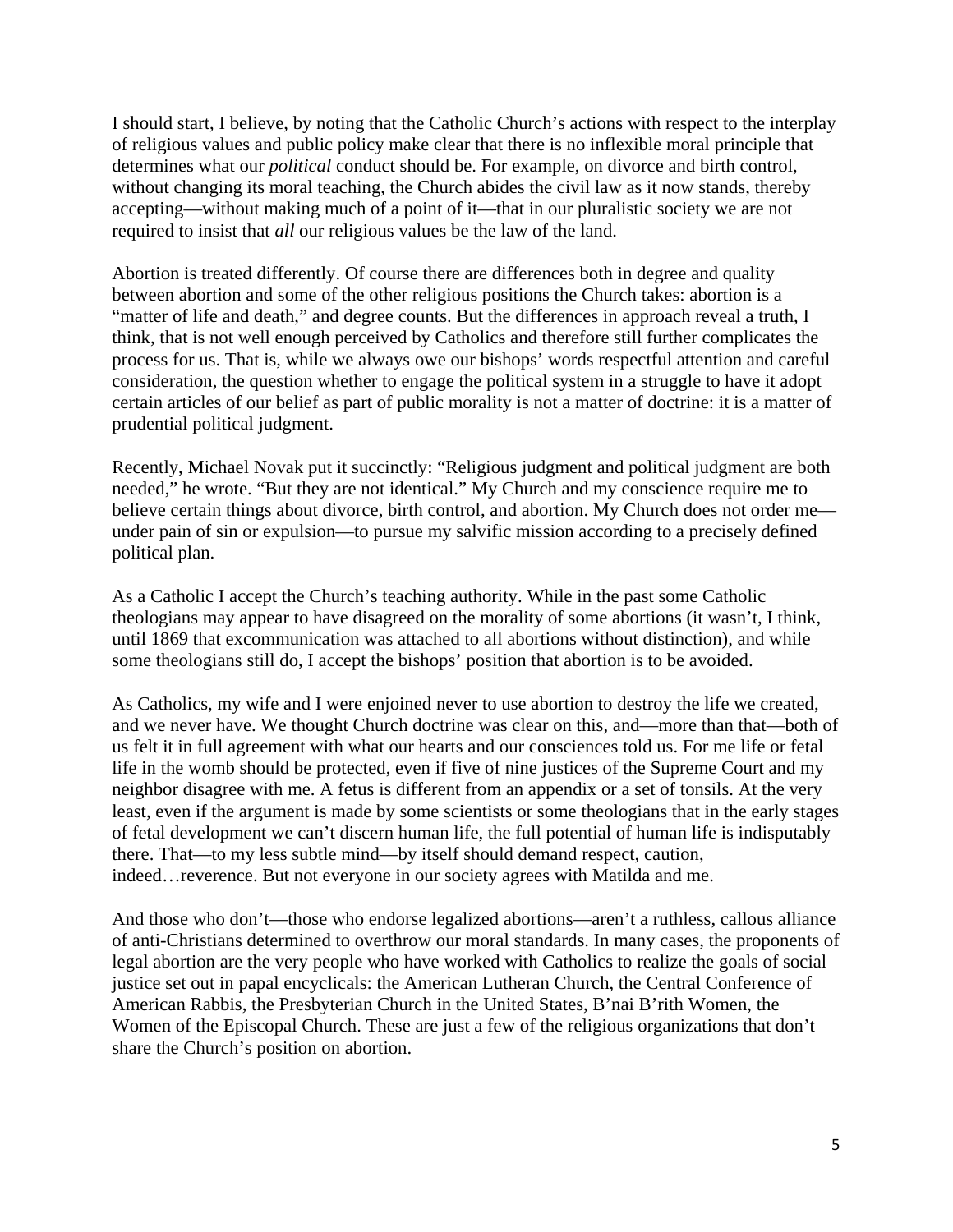I should start, I believe, by noting that the Catholic Church's actions with respect to the interplay of religious values and public policy make clear that there is no inflexible moral principle that determines what our *political* conduct should be. For example, on divorce and birth control, without changing its moral teaching, the Church abides the civil law as it now stands, thereby accepting—without making much of a point of it—that in our pluralistic society we are not required to insist that *all* our religious values be the law of the land.

Abortion is treated differently. Of course there are differences both in degree and quality between abortion and some of the other religious positions the Church takes: abortion is a "matter of life and death," and degree counts. But the differences in approach reveal a truth, I think, that is not well enough perceived by Catholics and therefore still further complicates the process for us. That is, while we always owe our bishops' words respectful attention and careful consideration, the question whether to engage the political system in a struggle to have it adopt certain articles of our belief as part of public morality is not a matter of doctrine: it is a matter of prudential political judgment.

Recently, Michael Novak put it succinctly: "Religious judgment and political judgment are both needed," he wrote. "But they are not identical." My Church and my conscience require me to believe certain things about divorce, birth control, and abortion. My Church does not order me—under pain of sin or expulsion—to pursue my salvific mission according to a precisely defined political plan.

As a Catholic I accept the Church's teaching authority. While in the past some Catholic theologians may appear to have disagreed on the morality of some abortions (it wasn't, I think, until 1869 that excommunication was attached to all abortions without distinction), and while some theologians still do, I accept the bishops' position that abortion is to be avoided.

As Catholics, my wife and I were enjoined never to use abortion to destroy the life we created, and we never have. We thought Church doctrine was clear on this, and—more than that—both of us felt it in full agreement with what our hearts and our consciences told us. For me life or fetal life in the womb should be protected, even if five of nine justices of the Supreme Court and my neighbor disagree with me. A fetus is different from an appendix or a set of tonsils. At the very least, even if the argument is made by some scientists or some theologians that in the early stages of fetal development we can't discern human life, the full potential of human life is indisputably there. That—to my less subtle mind—by itself should demand respect, caution, indeed…reverence. But not everyone in our society agrees with Matilda and me.

And those who don't—those who endorse legalized abortions—aren't a ruthless, callous alliance of anti-Christians determined to overthrow our moral standards. In many cases, the proponents of legal abortion are the very people who have worked with Catholics to realize the goals of social justice set out in papal encyclicals: the American Lutheran Church, the Central Conference of American Rabbis, the Presbyterian Church in the United States, B'nai B'rith Women, the Women of the Episcopal Church. These are just a few of the religious organizations that don't share the Church's position on abortion.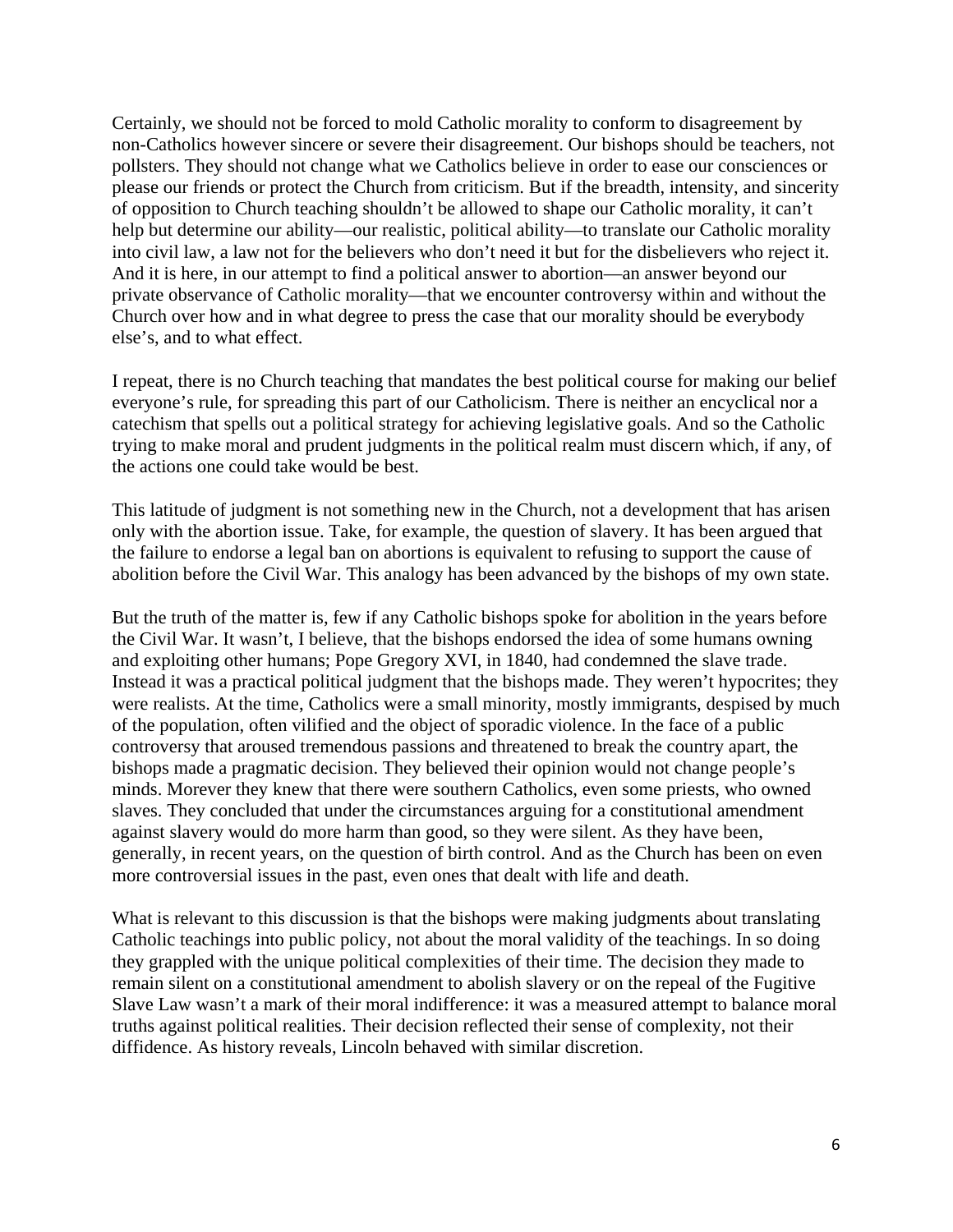Certainly, we should not be forced to mold Catholic morality to conform to disagreement by non-Catholics however sincere or severe their disagreement. Our bishops should be teachers, not pollsters. They should not change what we Catholics believe in order to ease our consciences or please our friends or protect the Church from criticism. But if the breadth, intensity, and sincerity of opposition to Church teaching shouldn't be allowed to shape our Catholic morality, it can't help but determine our ability—our realistic, political ability—to translate our Catholic morality into civil law, a law not for the believers who don't need it but for the disbelievers who reject it. And it is here, in our attempt to find a political answer to abortion—an answer beyond our private observance of Catholic morality—that we encounter controversy within and without the Church over how and in what degree to press the case that our morality should be everybody else's, and to what effect.

I repeat, there is no Church teaching that mandates the best political course for making our belief everyone's rule, for spreading this part of our Catholicism. There is neither an encyclical nor a catechism that spells out a political strategy for achieving legislative goals. And so the Catholic trying to make moral and prudent judgments in the political realm must discern which, if any, of the actions one could take would be best.

This latitude of judgment is not something new in the Church, not a development that has arisen only with the abortion issue. Take, for example, the question of slavery. It has been argued that the failure to endorse a legal ban on abortions is equivalent to refusing to support the cause of abolition before the Civil War. This analogy has been advanced by the bishops of my own state.

But the truth of the matter is, few if any Catholic bishops spoke for abolition in the years before the Civil War. It wasn't, I believe, that the bishops endorsed the idea of some humans owning and exploiting other humans; Pope Gregory XVI, in 1840, had condemned the slave trade. Instead it was a practical political judgment that the bishops made. They weren't hypocrites; they were realists. At the time, Catholics were a small minority, mostly immigrants, despised by much of the population, often vilified and the object of sporadic violence. In the face of a public controversy that aroused tremendous passions and threatened to break the country apart, the bishops made a pragmatic decision. They believed their opinion would not change people's minds. Morever they knew that there were southern Catholics, even some priests, who owned slaves. They concluded that under the circumstances arguing for a constitutional amendment against slavery would do more harm than good, so they were silent. As they have been, generally, in recent years, on the question of birth control. And as the Church has been on even more controversial issues in the past, even ones that dealt with life and death.

What is relevant to this discussion is that the bishops were making judgments about translating Catholic teachings into public policy, not about the moral validity of the teachings. In so doing they grappled with the unique political complexities of their time. The decision they made to remain silent on a constitutional amendment to abolish slavery or on the repeal of the Fugitive Slave Law wasn't a mark of their moral indifference: it was a measured attempt to balance moral truths against political realities. Their decision reflected their sense of complexity, not their diffidence. As history reveals, Lincoln behaved with similar discretion.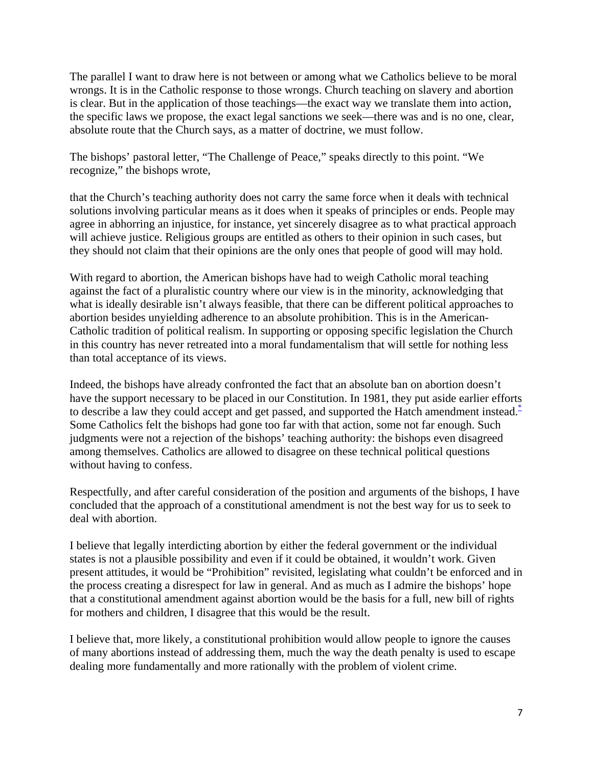The parallel I want to draw here is not between or among what we Catholics believe to be moral wrongs. It is in the Catholic response to those wrongs. Church teaching on slavery and abortion is clear. But in the application of those teachings—the exact way we translate them into action, the specific laws we propose, the exact legal sanctions we seek—there was and is no one, clear, absolute route that the Church says, as a matter of doctrine, we must follow.

The bishops' pastoral letter, "The Challenge of Peace," speaks directly to this point. "We recognize," the bishops wrote,

that the Church's teaching authority does not carry the same force when it deals with technical solutions involving particular means as it does when it speaks of principles or ends. People may agree in abhorring an injustice, for instance, yet sincerely disagree as to what practical approach will achieve justice. Religious groups are entitled as others to their opinion in such cases, but they should not claim that their opinions are the only ones that people of good will may hold.

With regard to abortion, the American bishops have had to weigh Catholic moral teaching against the fact of a pluralistic country where our view is in the minority, acknowledging that what is ideally desirable isn't always feasible, that there can be different political approaches to abortion besides unyielding adherence to an absolute prohibition. This is in the American-Catholic tradition of political realism. In supporting or opposing specific legislation the Church in this country has never retreated into a moral fundamentalism that will settle for nothing less than total acceptance of its views.

Indeed, the bishops have already confronted the fact that an absolute ban on abortion doesn't have the support necessary to be placed in our Constitution. In 1981, they put aside earlier efforts to describe a law they could accept and get passed, and supported the Hatch amendment instead.[*] Some Catholics felt the bishops had gone too far with that action, some not far enough. Such judgments were not a rejection of the bishops' teaching authority: the bishops even disagreed among themselves. Catholics are allowed to disagree on these technical political questions without having to confess.

Respectfully, and after careful consideration of the position and arguments of the bishops, I have concluded that the approach of a constitutional amendment is not the best way for us to seek to deal with abortion.

I believe that legally interdicting abortion by either the federal government or the individual states is not a plausible possibility and even if it could be obtained, it wouldn't work. Given present attitudes, it would be "Prohibition" revisited, legislating what couldn't be enforced and in the process creating a disrespect for law in general. And as much as I admire the bishops' hope that a constitutional amendment against abortion would be the basis for a full, new bill of rights for mothers and children, I disagree that this would be the result.

I believe that, more likely, a constitutional prohibition would allow people to ignore the causes of many abortions instead of addressing them, much the way the death penalty is used to escape dealing more fundamentally and more rationally with the problem of violent crime.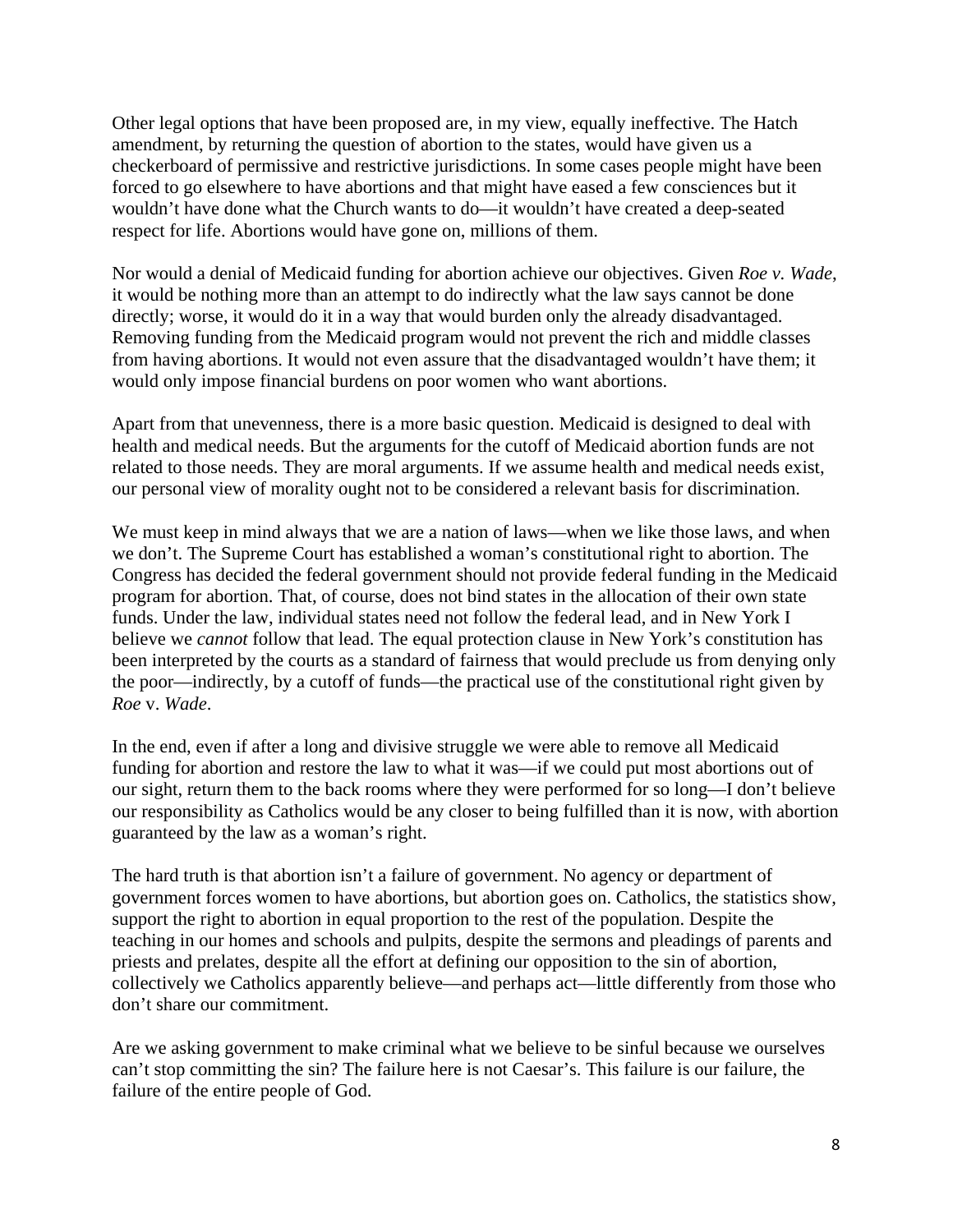Other legal options that have been proposed are, in my view, equally ineffective. The Hatch amendment, by returning the question of abortion to the states, would have given us a checkerboard of permissive and restrictive jurisdictions. In some cases people might have been forced to go elsewhere to have abortions and that might have eased a few consciences but it wouldn't have done what the Church wants to do—it wouldn't have created a deep-seated respect for life. Abortions would have gone on, millions of them.

Nor would a denial of Medicaid funding for abortion achieve our objectives. Given *Roe v. Wade*, it would be nothing more than an attempt to do indirectly what the law says cannot be done directly; worse, it would do it in a way that would burden only the already disadvantaged. Removing funding from the Medicaid program would not prevent the rich and middle classes from having abortions. It would not even assure that the disadvantaged wouldn't have them; it would only impose financial burdens on poor women who want abortions.

Apart from that unevenness, there is a more basic question. Medicaid is designed to deal with health and medical needs. But the arguments for the cutoff of Medicaid abortion funds are not related to those needs. They are moral arguments. If we assume health and medical needs exist, our personal view of morality ought not to be considered a relevant basis for discrimination.

We must keep in mind always that we are a nation of laws—when we like those laws, and when we don't. The Supreme Court has established a woman's constitutional right to abortion. The Congress has decided the federal government should not provide federal funding in the Medicaid program for abortion. That, of course, does not bind states in the allocation of their own state funds. Under the law, individual states need not follow the federal lead, and in New York I believe we *cannot* follow that lead. The equal protection clause in New York's constitution has been interpreted by the courts as a standard of fairness that would preclude us from denying only the poor—indirectly, by a cutoff of funds—the practical use of the constitutional right given by *Roe* v. *Wade*.

In the end, even if after a long and divisive struggle we were able to remove all Medicaid funding for abortion and restore the law to what it was—if we could put most abortions out of our sight, return them to the back rooms where they were performed for so long—I don't believe our responsibility as Catholics would be any closer to being fulfilled than it is now, with abortion guaranteed by the law as a woman's right.

The hard truth is that abortion isn't a failure of government. No agency or department of government forces women to have abortions, but abortion goes on. Catholics, the statistics show, support the right to abortion in equal proportion to the rest of the population. Despite the teaching in our homes and schools and pulpits, despite the sermons and pleadings of parents and priests and prelates, despite all the effort at defining our opposition to the sin of abortion, collectively we Catholics apparently believe—and perhaps act—little differently from those who don't share our commitment.

Are we asking government to make criminal what we believe to be sinful because we ourselves can't stop committing the sin? The failure here is not Caesar's. This failure is our failure, the failure of the entire people of God.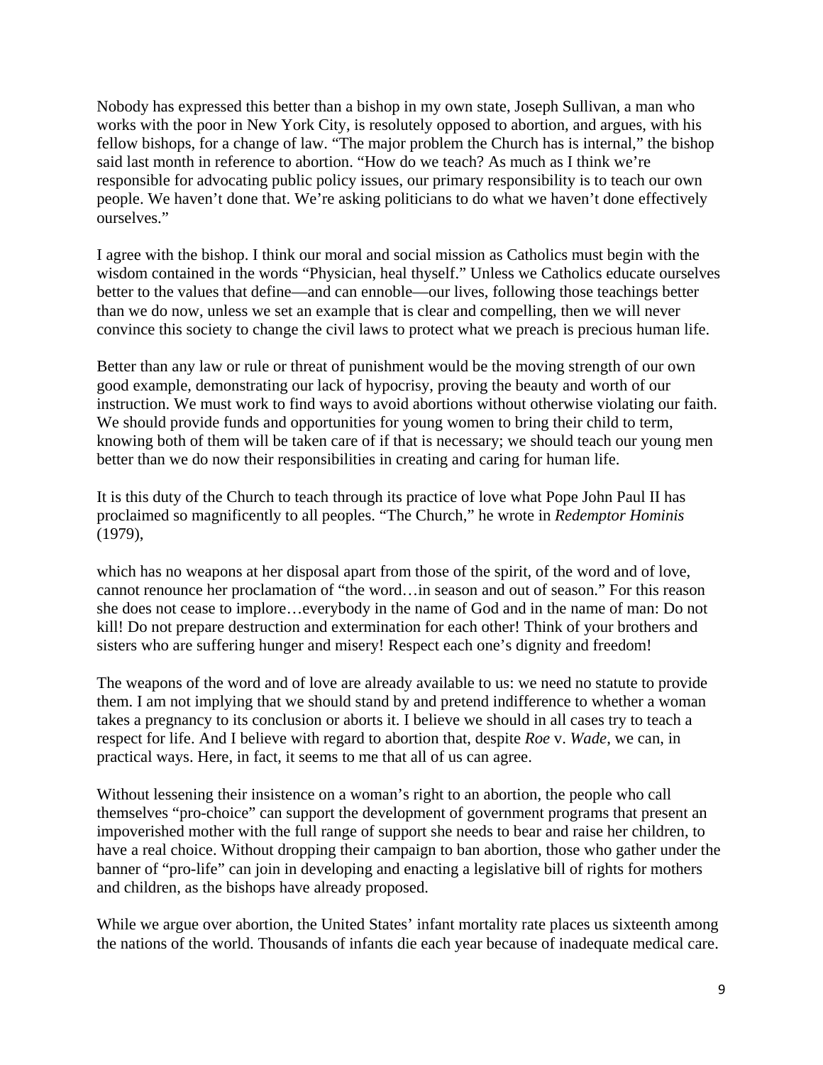Nobody has expressed this better than a bishop in my own state, Joseph Sullivan, a man who works with the poor in New York City, is resolutely opposed to abortion, and argues, with his fellow bishops, for a change of law. "The major problem the Church has is internal," the bishop said last month in reference to abortion. "How do we teach? As much as I think we're responsible for advocating public policy issues, our primary responsibility is to teach our own people. We haven't done that. We're asking politicians to do what we haven't done effectively ourselves."

I agree with the bishop. I think our moral and social mission as Catholics must begin with the wisdom contained in the words "Physician, heal thyself." Unless we Catholics educate ourselves better to the values that define—and can ennoble—our lives, following those teachings better than we do now, unless we set an example that is clear and compelling, then we will never convince this society to change the civil laws to protect what we preach is precious human life.

Better than any law or rule or threat of punishment would be the moving strength of our own good example, demonstrating our lack of hypocrisy, proving the beauty and worth of our instruction. We must work to find ways to avoid abortions without otherwise violating our faith. We should provide funds and opportunities for young women to bring their child to term, knowing both of them will be taken care of if that is necessary; we should teach our young men better than we do now their responsibilities in creating and caring for human life.

It is this duty of the Church to teach through its practice of love what Pope John Paul II has proclaimed so magnificently to all peoples. "The Church," he wrote in *Redemptor Hominis* (1979),

which has no weapons at her disposal apart from those of the spirit, of the word and of love, cannot renounce her proclamation of "the word…in season and out of season." For this reason she does not cease to implore…everybody in the name of God and in the name of man: Do not kill! Do not prepare destruction and extermination for each other! Think of your brothers and sisters who are suffering hunger and misery! Respect each one's dignity and freedom!

The weapons of the word and of love are already available to us: we need no statute to provide them. I am not implying that we should stand by and pretend indifference to whether a woman takes a pregnancy to its conclusion or aborts it. I believe we should in all cases try to teach a respect for life. And I believe with regard to abortion that, despite *Roe* v. *Wade*, we can, in practical ways. Here, in fact, it seems to me that all of us can agree.

Without lessening their insistence on a woman's right to an abortion, the people who call themselves "pro-choice" can support the development of government programs that present an impoverished mother with the full range of support she needs to bear and raise her children, to have a real choice. Without dropping their campaign to ban abortion, those who gather under the banner of "pro-life" can join in developing and enacting a legislative bill of rights for mothers and children, as the bishops have already proposed.

While we argue over abortion, the United States' infant mortality rate places us sixteenth among the nations of the world. Thousands of infants die each year because of inadequate medical care.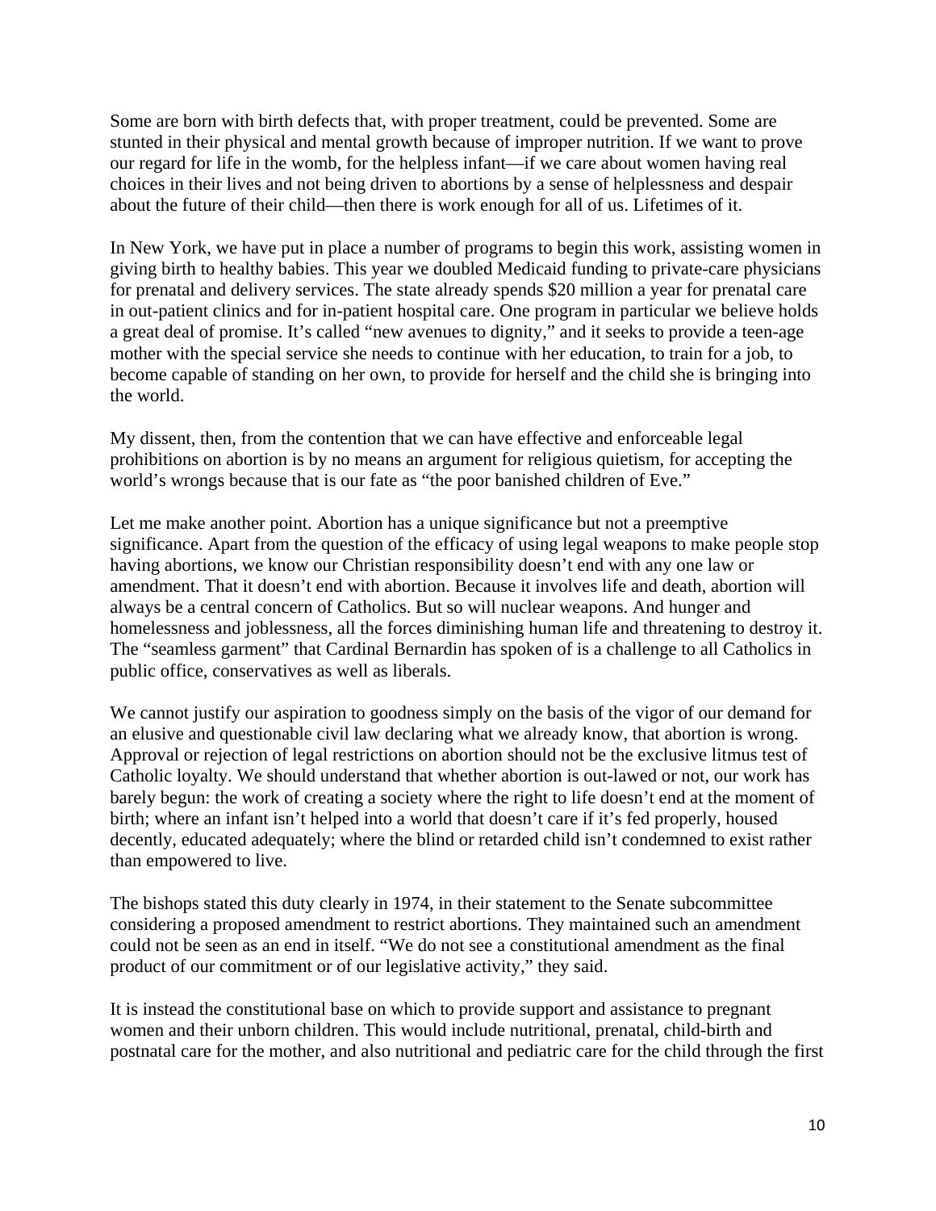Some are born with birth defects that, with proper treatment, could be prevented. Some are stunted in their physical and mental growth because of improper nutrition. If we want to prove our regard for life in the womb, for the helpless infant—if we care about women having real choices in their lives and not being driven to abortions by a sense of helplessness and despair about the future of their child—then there is work enough for all of us. Lifetimes of it.

In New York, we have put in place a number of programs to begin this work, assisting women in giving birth to healthy babies. This year we doubled Medicaid funding to private-care physicians for prenatal and delivery services. The state already spends $20 million a year for prenatal care in out-patient clinics and for in-patient hospital care. One program in particular we believe holds a great deal of promise. It's called "new avenues to dignity," and it seeks to provide a teen-age mother with the special service she needs to continue with her education, to train for a job, to become capable of standing on her own, to provide for herself and the child she is bringing into the world.

My dissent, then, from the contention that we can have effective and enforceable legal prohibitions on abortion is by no means an argument for religious quietism, for accepting the world's wrongs because that is our fate as "the poor banished children of Eve."

Let me make another point. Abortion has a unique significance but not a preemptive significance. Apart from the question of the efficacy of using legal weapons to make people stop having abortions, we know our Christian responsibility doesn't end with any one law or amendment. That it doesn't end with abortion. Because it involves life and death, abortion will always be a central concern of Catholics. But so will nuclear weapons. And hunger and homelessness and joblessness, all the forces diminishing human life and threatening to destroy it. The "seamless garment" that Cardinal Bernardin has spoken of is a challenge to all Catholics in public office, conservatives as well as liberals.

We cannot justify our aspiration to goodness simply on the basis of the vigor of our demand for an elusive and questionable civil law declaring what we already know, that abortion is wrong. Approval or rejection of legal restrictions on abortion should not be the exclusive litmus test of Catholic loyalty. We should understand that whether abortion is out-lawed or not, our work has barely begun: the work of creating a society where the right to life doesn't end at the moment of birth; where an infant isn't helped into a world that doesn't care if it's fed properly, housed decently, educated adequately; where the blind or retarded child isn't condemned to exist rather than empowered to live.

The bishops stated this duty clearly in 1974, in their statement to the Senate subcommittee considering a proposed amendment to restrict abortions. They maintained such an amendment could not be seen as an end in itself. "We do not see a constitutional amendment as the final product of our commitment or of our legislative activity," they said.

It is instead the constitutional base on which to provide support and assistance to pregnant women and their unborn children. This would include nutritional, prenatal, child-birth and postnatal care for the mother, and also nutritional and pediatric care for the child through the first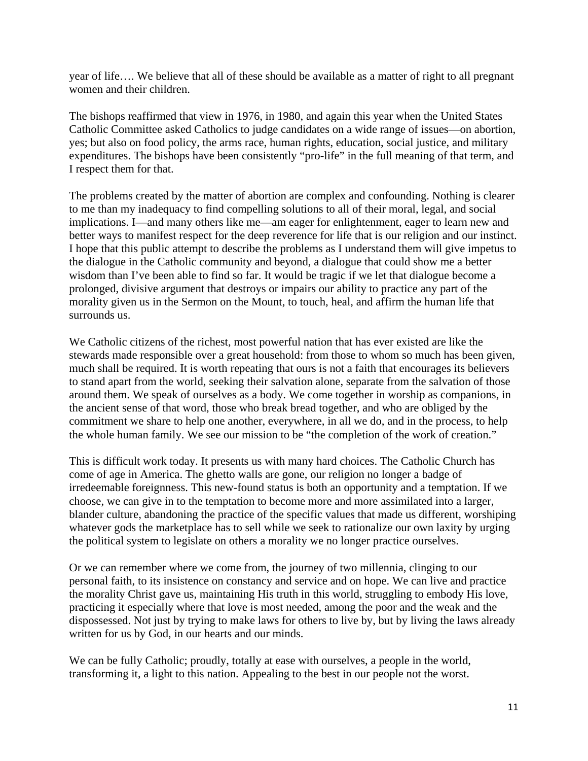year of life…. We believe that all of these should be available as a matter of right to all pregnant women and their children.

The bishops reaffirmed that view in 1976, in 1980, and again this year when the United States Catholic Committee asked Catholics to judge candidates on a wide range of issues—on abortion, yes; but also on food policy, the arms race, human rights, education, social justice, and military expenditures. The bishops have been consistently "pro-life" in the full meaning of that term, and I respect them for that.

The problems created by the matter of abortion are complex and confounding. Nothing is clearer to me than my inadequacy to find compelling solutions to all of their moral, legal, and social implications. I—and many others like me—am eager for enlightenment, eager to learn new and better ways to manifest respect for the deep reverence for life that is our religion and our instinct. I hope that this public attempt to describe the problems as I understand them will give impetus to the dialogue in the Catholic community and beyond, a dialogue that could show me a better wisdom than I've been able to find so far. It would be tragic if we let that dialogue become a prolonged, divisive argument that destroys or impairs our ability to practice any part of the morality given us in the Sermon on the Mount, to touch, heal, and affirm the human life that surrounds us.

We Catholic citizens of the richest, most powerful nation that has ever existed are like the stewards made responsible over a great household: from those to whom so much has been given, much shall be required. It is worth repeating that ours is not a faith that encourages its believers to stand apart from the world, seeking their salvation alone, separate from the salvation of those around them. We speak of ourselves as a body. We come together in worship as companions, in the ancient sense of that word, those who break bread together, and who are obliged by the commitment we share to help one another, everywhere, in all we do, and in the process, to help the whole human family. We see our mission to be "the completion of the work of creation."

This is difficult work today. It presents us with many hard choices. The Catholic Church has come of age in America. The ghetto walls are gone, our religion no longer a badge of irredeemable foreignness. This new-found status is both an opportunity and a temptation. If we choose, we can give in to the temptation to become more and more assimilated into a larger, blander culture, abandoning the practice of the specific values that made us different, worshiping whatever gods the marketplace has to sell while we seek to rationalize our own laxity by urging the political system to legislate on others a morality we no longer practice ourselves.

Or we can remember where we come from, the journey of two millennia, clinging to our personal faith, to its insistence on constancy and service and on hope. We can live and practice the morality Christ gave us, maintaining His truth in this world, struggling to embody His love, practicing it especially where that love is most needed, among the poor and the weak and the dispossessed. Not just by trying to make laws for others to live by, but by living the laws already written for us by God, in our hearts and our minds.

We can be fully Catholic; proudly, totally at ease with ourselves, a people in the world, transforming it, a light to this nation. Appealing to the best in our people not the worst.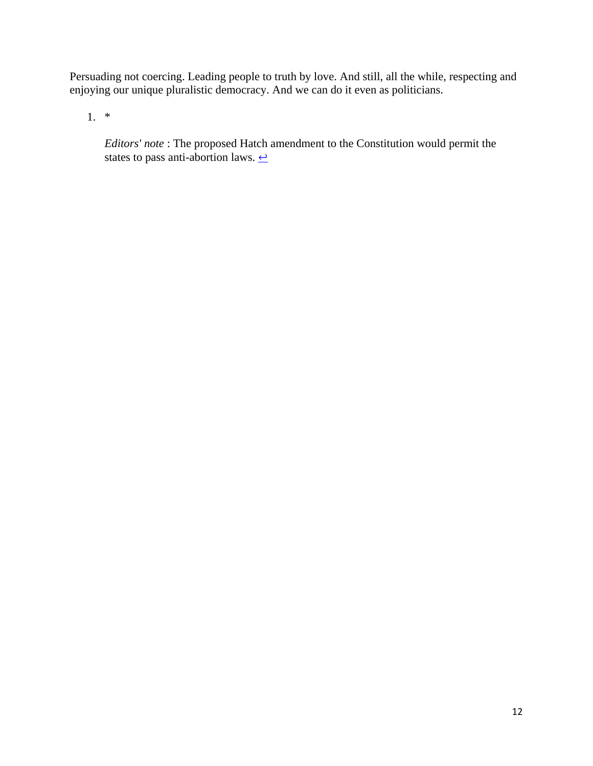Persuading not coercing. Leading people to truth by love. And still, all the while, respecting and enjoying our unique pluralistic democracy. And we can do it even as politicians.

1. *

   *Editors' note* : The proposed Hatch amendment to the Constitution would permit the states to pass anti-abortion laws. ↩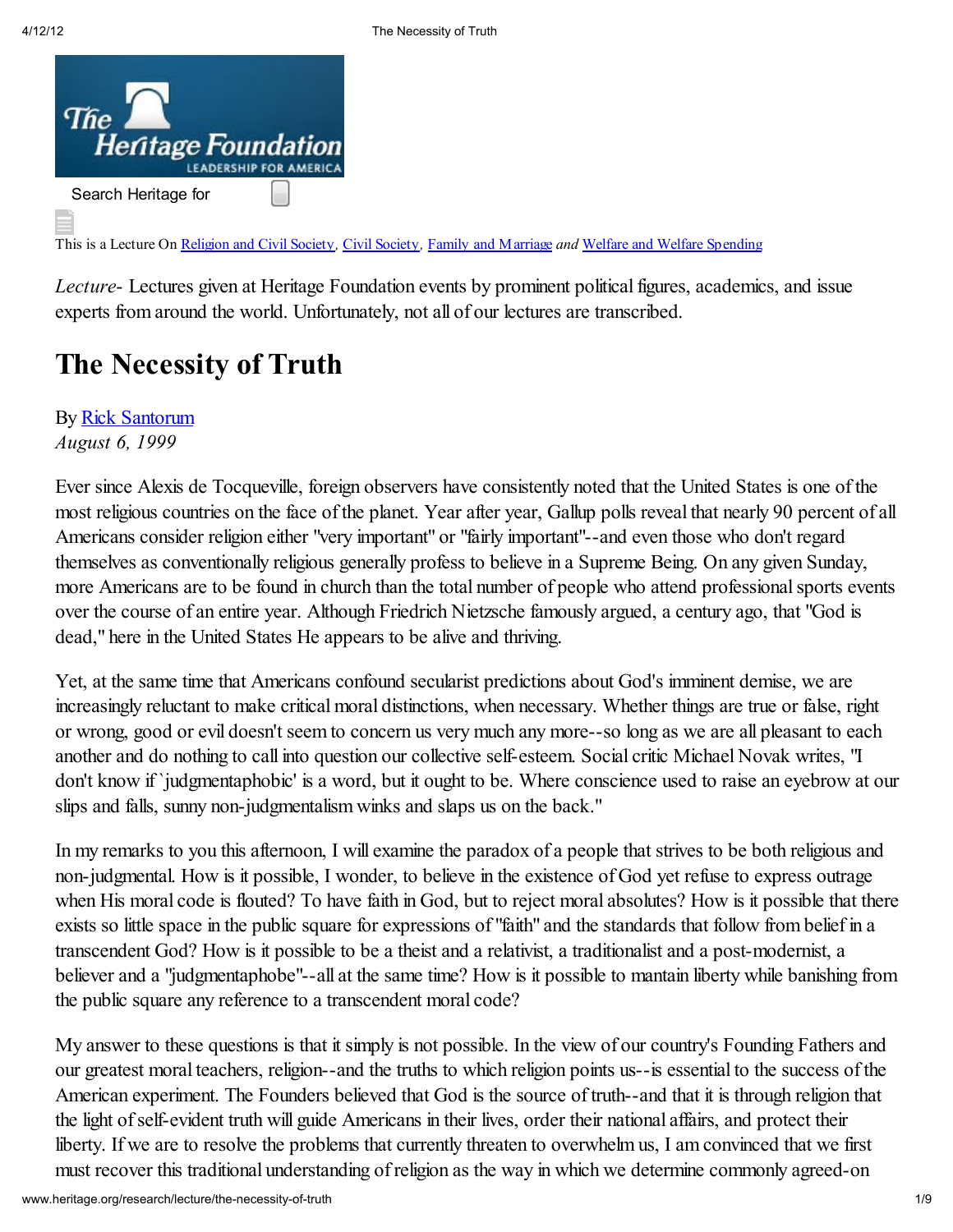This is a Lecture On Religion and Civil Society, Civil Society, Family and Marriage *and* Welfare and Welfare Spending

*Lecture*- Lectures given at Heritage Foundation events by prominent political figures, academics, and issue experts from around the world. Unfortunately, not all of our lectures are transcribed.

# The Necessity of Truth

By Rick Santorum
*August 6, 1999*

Ever since Alexis de Tocqueville, foreign observers have consistently noted that the United States is one of the most religious countries on the face of the planet. Year after year, Gallup polls reveal that nearly 90 percent of all Americans consider religion either "very important" or "fairly important"--and even those who don't regard themselves as conventionally religious generally profess to believe in a Supreme Being. On any given Sunday, more Americans are to be found in church than the total number of people who attend professional sports events over the course of an entire year. Although Friedrich Nietzsche famously argued, a century ago, that "God is dead," here in the United States He appears to be alive and thriving.

Yet, at the same time that Americans confound secularist predictions about God's imminent demise, we are increasingly reluctant to make critical moral distinctions, when necessary. Whether things are true or false, right or wrong, good or evil doesn't seem to concern us very much any more--so long as we are all pleasant to each another and do nothing to call into question our collective self-esteem. Social critic Michael Novak writes, "I don't know if `judgmentaphobic' is a word, but it ought to be. Where conscience used to raise an eyebrow at our slips and falls, sunny non-judgmentalism winks and slaps us on the back."

In my remarks to you this afternoon, I will examine the paradox of a people that strives to be both religious and non-judgmental. How is it possible, I wonder, to believe in the existence of God yet refuse to express outrage when His moral code is flouted? To have faith in God, but to reject moral absolutes? How is it possible that there exists so little space in the public square for expressions of "faith" and the standards that follow from belief in a transcendent God? How is it possible to be a theist and a relativist, a traditionalist and a post-modernist, a believer and a "judgmentaphobe"--all at the same time? How is it possible to mantain liberty while banishing from the public square any reference to a transcendent moral code?

My answer to these questions is that it simply is not possible. In the view of our country's Founding Fathers and our greatest moral teachers, religion--and the truths to which religion points us--is essential to the success of the American experiment. The Founders believed that God is the source of truth--and that it is through religion that the light of self-evident truth will guide Americans in their lives, order their national affairs, and protect their liberty. If we are to resolve the problems that currently threaten to overwhelm us, I am convinced that we first must recover this traditional understanding of religion as the way in which we determine commonly agreed-on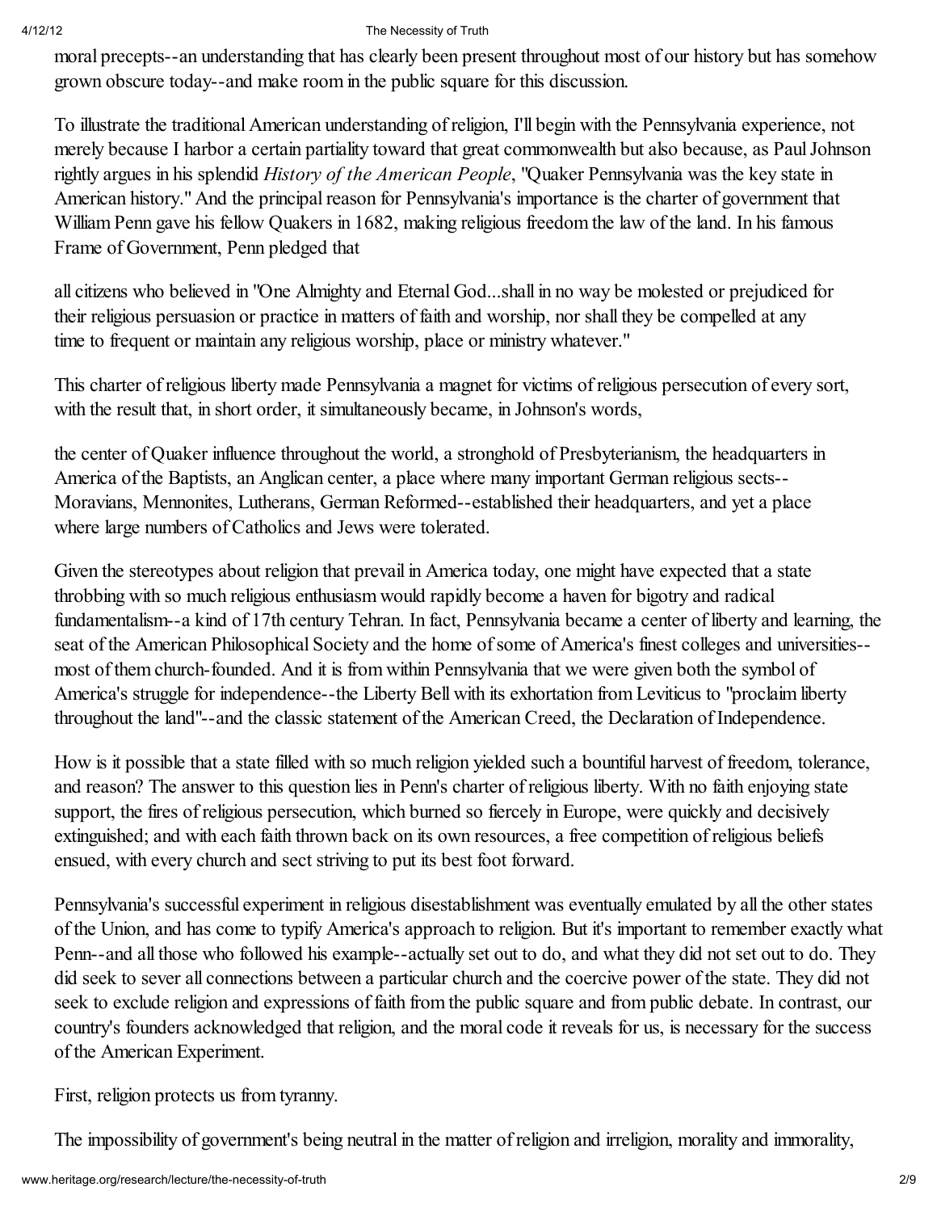moral precepts--an understanding that has clearly been present throughout most of our history but has somehow grown obscure today--and make room in the public square for this discussion.

To illustrate the traditional American understanding of religion, I'll begin with the Pennsylvania experience, not merely because I harbor a certain partiality toward that great commonwealth but also because, as Paul Johnson rightly argues in his splendid *History of the American People*, "Quaker Pennsylvania was the key state in American history." And the principal reason for Pennsylvania's importance is the charter of government that William Penn gave his fellow Quakers in 1682, making religious freedom the law of the land. In his famous Frame of Government, Penn pledged that

> all citizens who believed in "One Almighty and Eternal God...shall in no way be molested or prejudiced for their religious persuasion or practice in matters of faith and worship, nor shall they be compelled at any time to frequent or maintain any religious worship, place or ministry whatever."

This charter of religious liberty made Pennsylvania a magnet for victims of religious persecution of every sort, with the result that, in short order, it simultaneously became, in Johnson's words,

> the center of Quaker influence throughout the world, a stronghold of Presbyterianism, the headquarters in America of the Baptists, an Anglican center, a place where many important German religious sects--Moravians, Mennonites, Lutherans, German Reformed--established their headquarters, and yet a place where large numbers of Catholics and Jews were tolerated.

Given the stereotypes about religion that prevail in America today, one might have expected that a state throbbing with so much religious enthusiasm would rapidly become a haven for bigotry and radical fundamentalism--a kind of 17th century Tehran. In fact, Pennsylvania became a center of liberty and learning, the seat of the American Philosophical Society and the home of some of America's finest colleges and universities--most of them church-founded. And it is from within Pennsylvania that we were given both the symbol of America's struggle for independence--the Liberty Bell with its exhortation from Leviticus to "proclaim liberty throughout the land"--and the classic statement of the American Creed, the Declaration of Independence.

How is it possible that a state filled with so much religion yielded such a bountiful harvest of freedom, tolerance, and reason? The answer to this question lies in Penn's charter of religious liberty. With no faith enjoying state support, the fires of religious persecution, which burned so fiercely in Europe, were quickly and decisively extinguished; and with each faith thrown back on its own resources, a free competition of religious beliefs ensued, with every church and sect striving to put its best foot forward.

Pennsylvania's successful experiment in religious disestablishment was eventually emulated by all the other states of the Union, and has come to typify America's approach to religion. But it's important to remember exactly what Penn--and all those who followed his example--actually set out to do, and what they did not set out to do. They did seek to sever all connections between a particular church and the coercive power of the state. They did not seek to exclude religion and expressions of faith from the public square and from public debate. In contrast, our country's founders acknowledged that religion, and the moral code it reveals for us, is necessary for the success of the American Experiment.

First, religion protects us from tyranny.

The impossibility of government's being neutral in the matter of religion and irreligion, morality and immorality,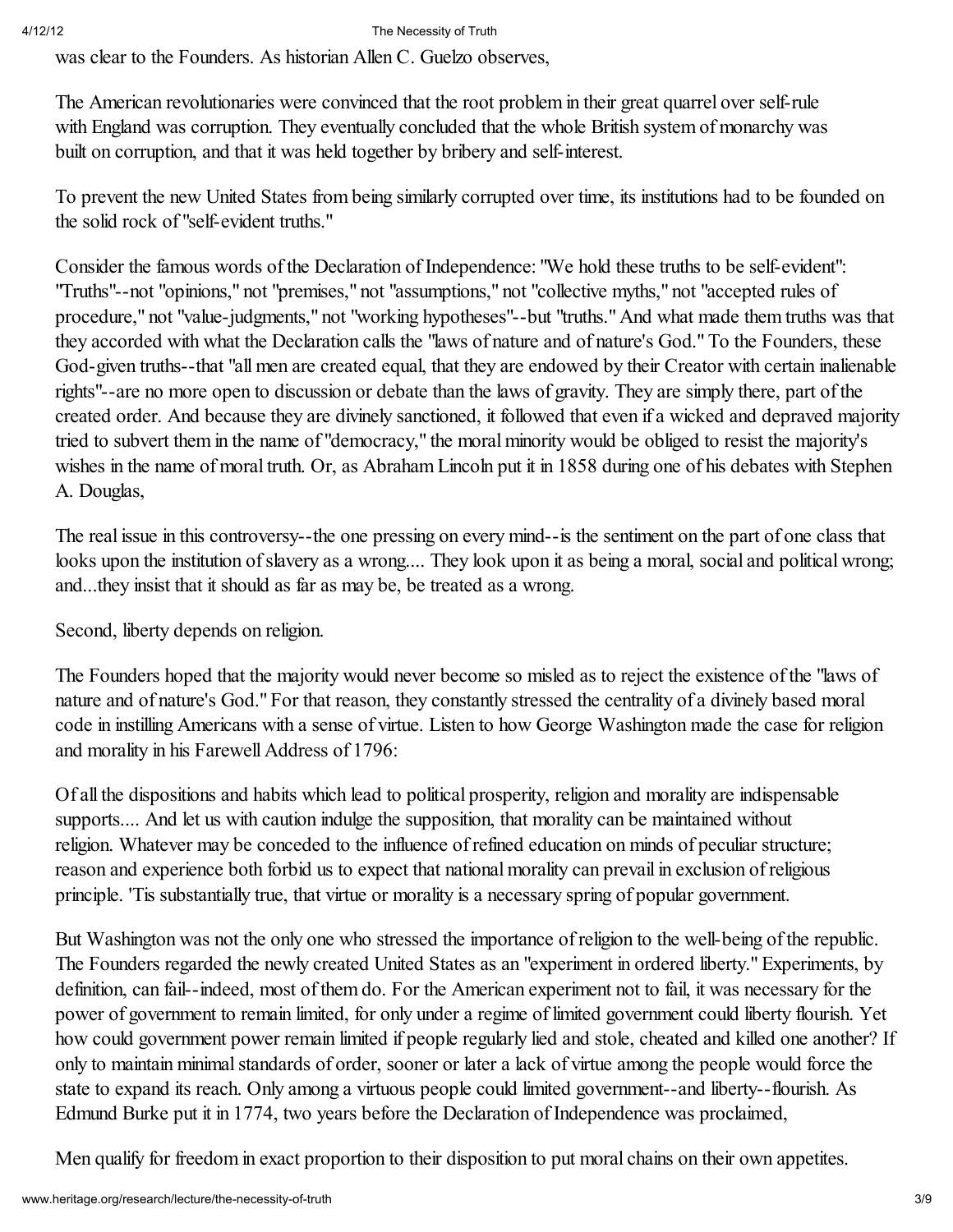was clear to the Founders. As historian Allen C. Guelzo observes,

> The American revolutionaries were convinced that the root problem in their great quarrel over self-rule with England was corruption. They eventually concluded that the whole British system of monarchy was built on corruption, and that it was held together by bribery and self-interest.

To prevent the new United States from being similarly corrupted over time, its institutions had to be founded on the solid rock of "self-evident truths."

Consider the famous words of the Declaration of Independence: "We hold these truths to be self-evident": "Truths"--not "opinions," not "premises," not "assumptions," not "collective myths," not "accepted rules of procedure," not "value-judgments," not "working hypotheses"--but "truths." And what made them truths was that they accorded with what the Declaration calls the "laws of nature and of nature's God." To the Founders, these God-given truths--that "all men are created equal, that they are endowed by their Creator with certain inalienable rights"--are no more open to discussion or debate than the laws of gravity. They are simply there, part of the created order. And because they are divinely sanctioned, it followed that even if a wicked and depraved majority tried to subvert them in the name of "democracy," the moral minority would be obliged to resist the majority's wishes in the name of moral truth. Or, as Abraham Lincoln put it in 1858 during one of his debates with Stephen A. Douglas,

> The real issue in this controversy--the one pressing on every mind--is the sentiment on the part of one class that looks upon the institution of slavery as a wrong.... They look upon it as being a moral, social and political wrong; and...they insist that it should as far as may be, be treated as a wrong.

Second, liberty depends on religion.

The Founders hoped that the majority would never become so misled as to reject the existence of the "laws of nature and of nature's God." For that reason, they constantly stressed the centrality of a divinely based moral code in instilling Americans with a sense of virtue. Listen to how George Washington made the case for religion and morality in his Farewell Address of 1796:

> Of all the dispositions and habits which lead to political prosperity, religion and morality are indispensable supports.... And let us with caution indulge the supposition, that morality can be maintained without religion. Whatever may be conceded to the influence of refined education on minds of peculiar structure; reason and experience both forbid us to expect that national morality can prevail in exclusion of religious principle. 'Tis substantially true, that virtue or morality is a necessary spring of popular government.

But Washington was not the only one who stressed the importance of religion to the well-being of the republic. The Founders regarded the newly created United States as an "experiment in ordered liberty." Experiments, by definition, can fail--indeed, most of them do. For the American experiment not to fail, it was necessary for the power of government to remain limited, for only under a regime of limited government could liberty flourish. Yet how could government power remain limited if people regularly lied and stole, cheated and killed one another? If only to maintain minimal standards of order, sooner or later a lack of virtue among the people would force the state to expand its reach. Only among a virtuous people could limited government--and liberty--flourish. As Edmund Burke put it in 1774, two years before the Declaration of Independence was proclaimed,

> Men qualify for freedom in exact proportion to their disposition to put moral chains on their own appetites.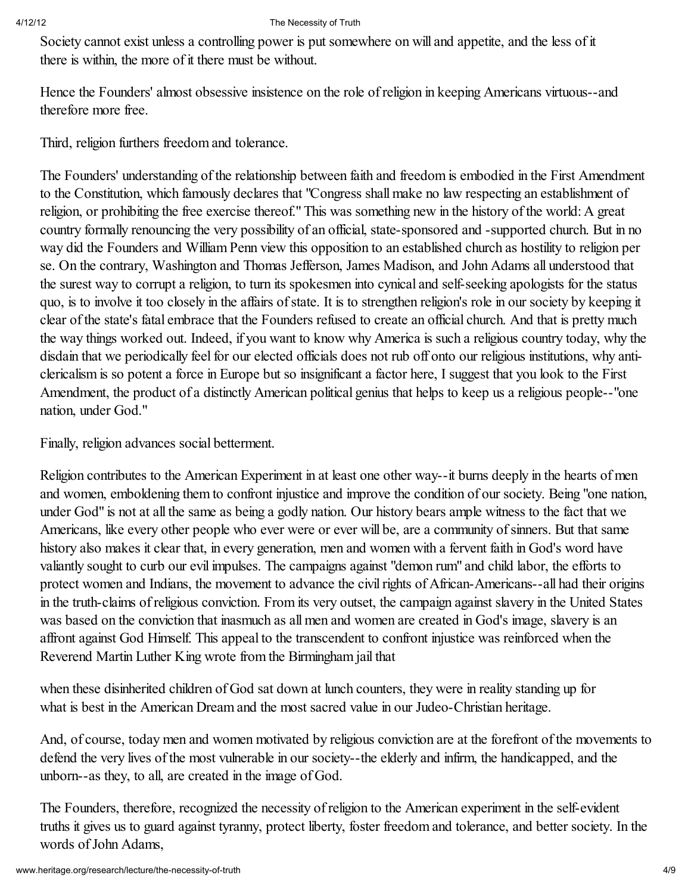Society cannot exist unless a controlling power is put somewhere on will and appetite, and the less of it there is within, the more of it there must be without.

Hence the Founders' almost obsessive insistence on the role of religion in keeping Americans virtuous--and therefore more free.

Third, religion furthers freedom and tolerance.

The Founders' understanding of the relationship between faith and freedom is embodied in the First Amendment to the Constitution, which famously declares that "Congress shall make no law respecting an establishment of religion, or prohibiting the free exercise thereof." This was something new in the history of the world: A great country formally renouncing the very possibility of an official, state-sponsored and -supported church. But in no way did the Founders and William Penn view this opposition to an established church as hostility to religion per se. On the contrary, Washington and Thomas Jefferson, James Madison, and John Adams all understood that the surest way to corrupt a religion, to turn its spokesmen into cynical and self-seeking apologists for the status quo, is to involve it too closely in the affairs of state. It is to strengthen religion's role in our society by keeping it clear of the state's fatal embrace that the Founders refused to create an official church. And that is pretty much the way things worked out. Indeed, if you want to know why America is such a religious country today, why the disdain that we periodically feel for our elected officials does not rub off onto our religious institutions, why anti-clericalism is so potent a force in Europe but so insignificant a factor here, I suggest that you look to the First Amendment, the product of a distinctly American political genius that helps to keep us a religious people--"one nation, under God."

Finally, religion advances social betterment.

Religion contributes to the American Experiment in at least one other way--it burns deeply in the hearts of men and women, emboldening them to confront injustice and improve the condition of our society. Being "one nation, under God" is not at all the same as being a godly nation. Our history bears ample witness to the fact that we Americans, like every other people who ever were or ever will be, are a community of sinners. But that same history also makes it clear that, in every generation, men and women with a fervent faith in God's word have valiantly sought to curb our evil impulses. The campaigns against "demon rum" and child labor, the efforts to protect women and Indians, the movement to advance the civil rights of African-Americans--all had their origins in the truth-claims of religious conviction. From its very outset, the campaign against slavery in the United States was based on the conviction that inasmuch as all men and women are created in God's image, slavery is an affront against God Himself. This appeal to the transcendent to confront injustice was reinforced when the Reverend Martin Luther King wrote from the Birmingham jail that

when these disinherited children of God sat down at lunch counters, they were in reality standing up for what is best in the American Dream and the most sacred value in our Judeo-Christian heritage.

And, of course, today men and women motivated by religious conviction are at the forefront of the movements to defend the very lives of the most vulnerable in our society--the elderly and infirm, the handicapped, and the unborn--as they, to all, are created in the image of God.

The Founders, therefore, recognized the necessity of religion to the American experiment in the self-evident truths it gives us to guard against tyranny, protect liberty, foster freedom and tolerance, and better society. In the words of John Adams,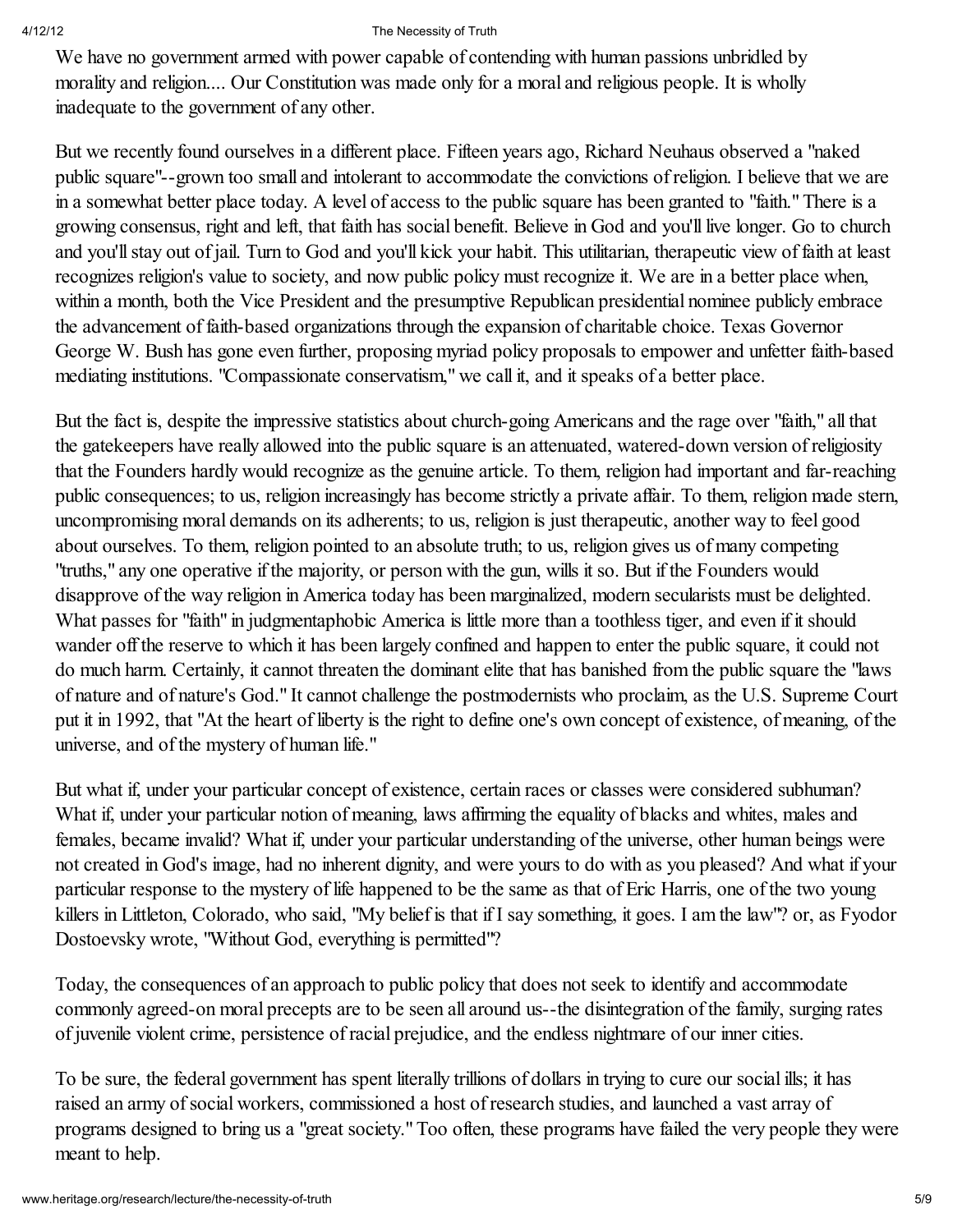We have no government armed with power capable of contending with human passions unbridled by morality and religion.... Our Constitution was made only for a moral and religious people. It is wholly inadequate to the government of any other.

But we recently found ourselves in a different place. Fifteen years ago, Richard Neuhaus observed a "naked public square"--grown too small and intolerant to accommodate the convictions of religion. I believe that we are in a somewhat better place today. A level of access to the public square has been granted to "faith." There is a growing consensus, right and left, that faith has social benefit. Believe in God and you'll live longer. Go to church and you'll stay out of jail. Turn to God and you'll kick your habit. This utilitarian, therapeutic view of faith at least recognizes religion's value to society, and now public policy must recognize it. We are in a better place when, within a month, both the Vice President and the presumptive Republican presidential nominee publicly embrace the advancement of faith-based organizations through the expansion of charitable choice. Texas Governor George W. Bush has gone even further, proposing myriad policy proposals to empower and unfetter faith-based mediating institutions. "Compassionate conservatism," we call it, and it speaks of a better place.

But the fact is, despite the impressive statistics about church-going Americans and the rage over "faith," all that the gatekeepers have really allowed into the public square is an attenuated, watered-down version of religiosity that the Founders hardly would recognize as the genuine article. To them, religion had important and far-reaching public consequences; to us, religion increasingly has become strictly a private affair. To them, religion made stern, uncompromising moral demands on its adherents; to us, religion is just therapeutic, another way to feel good about ourselves. To them, religion pointed to an absolute truth; to us, religion gives us of many competing "truths," any one operative if the majority, or person with the gun, wills it so. But if the Founders would disapprove of the way religion in America today has been marginalized, modern secularists must be delighted. What passes for "faith" in judgmentaphobic America is little more than a toothless tiger, and even if it should wander off the reserve to which it has been largely confined and happen to enter the public square, it could not do much harm. Certainly, it cannot threaten the dominant elite that has banished from the public square the "laws of nature and of nature's God." It cannot challenge the postmodernists who proclaim, as the U.S. Supreme Court put it in 1992, that "At the heart of liberty is the right to define one's own concept of existence, of meaning, of the universe, and of the mystery of human life."

But what if, under your particular concept of existence, certain races or classes were considered subhuman? What if, under your particular notion of meaning, laws affirming the equality of blacks and whites, males and females, became invalid? What if, under your particular understanding of the universe, other human beings were not created in God's image, had no inherent dignity, and were yours to do with as you pleased? And what if your particular response to the mystery of life happened to be the same as that of Eric Harris, one of the two young killers in Littleton, Colorado, who said, "My belief is that if I say something, it goes. I am the law"? or, as Fyodor Dostoevsky wrote, "Without God, everything is permitted"?

Today, the consequences of an approach to public policy that does not seek to identify and accommodate commonly agreed-on moral precepts are to be seen all around us--the disintegration of the family, surging rates of juvenile violent crime, persistence of racial prejudice, and the endless nightmare of our inner cities.

To be sure, the federal government has spent literally trillions of dollars in trying to cure our social ills; it has raised an army of social workers, commissioned a host of research studies, and launched a vast array of programs designed to bring us a "great society." Too often, these programs have failed the very people they were meant to help.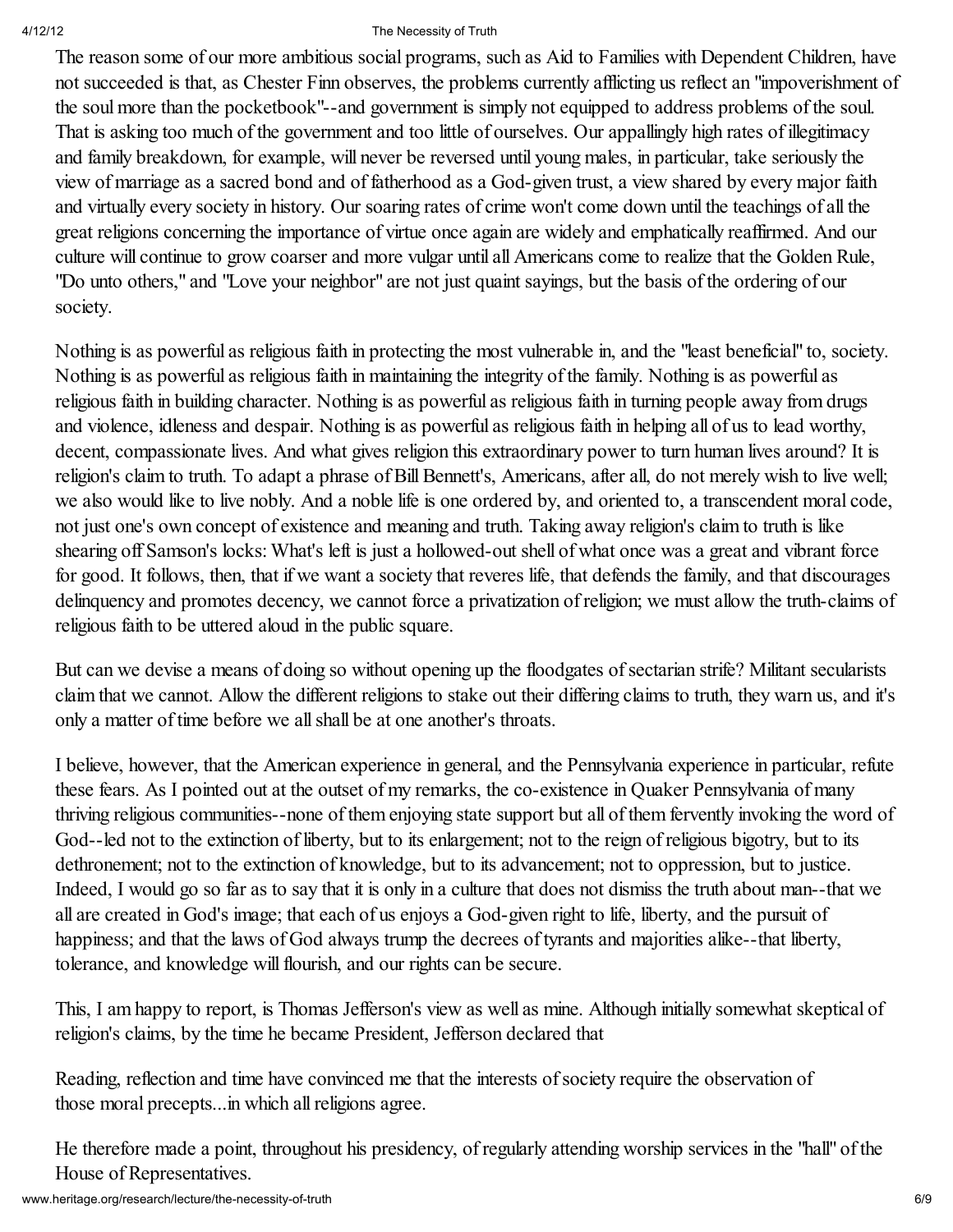The reason some of our more ambitious social programs, such as Aid to Families with Dependent Children, have not succeeded is that, as Chester Finn observes, the problems currently afflicting us reflect an "impoverishment of the soul more than the pocketbook"--and government is simply not equipped to address problems of the soul. That is asking too much of the government and too little of ourselves. Our appallingly high rates of illegitimacy and family breakdown, for example, will never be reversed until young males, in particular, take seriously the view of marriage as a sacred bond and of fatherhood as a God-given trust, a view shared by every major faith and virtually every society in history. Our soaring rates of crime won't come down until the teachings of all the great religions concerning the importance of virtue once again are widely and emphatically reaffirmed. And our culture will continue to grow coarser and more vulgar until all Americans come to realize that the Golden Rule, "Do unto others," and "Love your neighbor" are not just quaint sayings, but the basis of the ordering of our society.

Nothing is as powerful as religious faith in protecting the most vulnerable in, and the "least beneficial" to, society. Nothing is as powerful as religious faith in maintaining the integrity of the family. Nothing is as powerful as religious faith in building character. Nothing is as powerful as religious faith in turning people away from drugs and violence, idleness and despair. Nothing is as powerful as religious faith in helping all of us to lead worthy, decent, compassionate lives. And what gives religion this extraordinary power to turn human lives around? It is religion's claim to truth. To adapt a phrase of Bill Bennett's, Americans, after all, do not merely wish to live well; we also would like to live nobly. And a noble life is one ordered by, and oriented to, a transcendent moral code, not just one's own concept of existence and meaning and truth. Taking away religion's claim to truth is like shearing off Samson's locks: What's left is just a hollowed-out shell of what once was a great and vibrant force for good. It follows, then, that if we want a society that reveres life, that defends the family, and that discourages delinquency and promotes decency, we cannot force a privatization of religion; we must allow the truth-claims of religious faith to be uttered aloud in the public square.

But can we devise a means of doing so without opening up the floodgates of sectarian strife? Militant secularists claim that we cannot. Allow the different religions to stake out their differing claims to truth, they warn us, and it's only a matter of time before we all shall be at one another's throats.

I believe, however, that the American experience in general, and the Pennsylvania experience in particular, refute these fears. As I pointed out at the outset of my remarks, the co-existence in Quaker Pennsylvania of many thriving religious communities--none of them enjoying state support but all of them fervently invoking the word of God--led not to the extinction of liberty, but to its enlargement; not to the reign of religious bigotry, but to its dethronement; not to the extinction of knowledge, but to its advancement; not to oppression, but to justice. Indeed, I would go so far as to say that it is only in a culture that does not dismiss the truth about man--that we all are created in God's image; that each of us enjoys a God-given right to life, liberty, and the pursuit of happiness; and that the laws of God always trump the decrees of tyrants and majorities alike--that liberty, tolerance, and knowledge will flourish, and our rights can be secure.

This, I am happy to report, is Thomas Jefferson's view as well as mine. Although initially somewhat skeptical of religion's claims, by the time he became President, Jefferson declared that

> Reading, reflection and time have convinced me that the interests of society require the observation of those moral precepts...in which all religions agree.

He therefore made a point, throughout his presidency, of regularly attending worship services in the "hall" of the House of Representatives.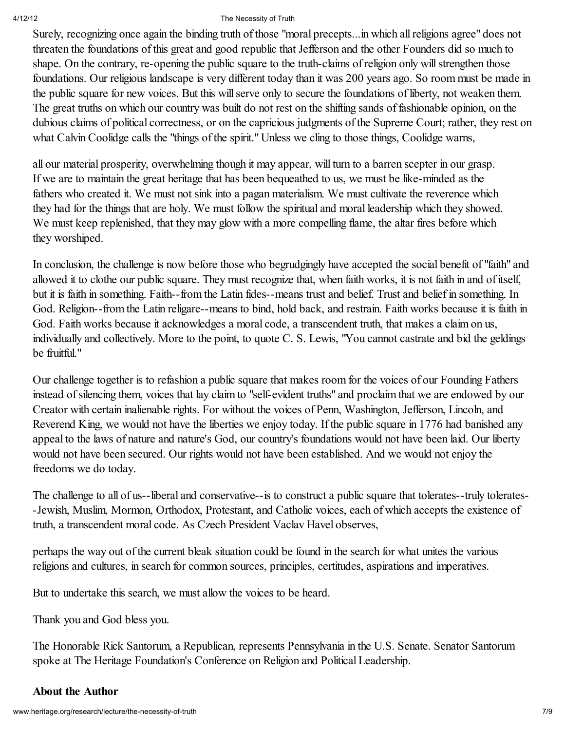Surely, recognizing once again the binding truth of those "moral precepts...in which all religions agree" does not threaten the foundations of this great and good republic that Jefferson and the other Founders did so much to shape. On the contrary, re-opening the public square to the truth-claims of religion only will strengthen those foundations. Our religious landscape is very different today than it was 200 years ago. So room must be made in the public square for new voices. But this will serve only to secure the foundations of liberty, not weaken them. The great truths on which our country was built do not rest on the shifting sands of fashionable opinion, on the dubious claims of political correctness, or on the capricious judgments of the Supreme Court; rather, they rest on what Calvin Coolidge calls the "things of the spirit." Unless we cling to those things, Coolidge warns,

> all our material prosperity, overwhelming though it may appear, will turn to a barren scepter in our grasp. If we are to maintain the great heritage that has been bequeathed to us, we must be like-minded as the fathers who created it. We must not sink into a pagan materialism. We must cultivate the reverence which they had for the things that are holy. We must follow the spiritual and moral leadership which they showed. We must keep replenished, that they may glow with a more compelling flame, the altar fires before which they worshiped.

In conclusion, the challenge is now before those who begrudgingly have accepted the social benefit of "faith" and allowed it to clothe our public square. They must recognize that, when faith works, it is not faith in and of itself, but it is faith in something. Faith--from the Latin fides--means trust and belief. Trust and belief in something. In God. Religion--from the Latin religare--means to bind, hold back, and restrain. Faith works because it is faith in God. Faith works because it acknowledges a moral code, a transcendent truth, that makes a claim on us, individually and collectively. More to the point, to quote C. S. Lewis, "You cannot castrate and bid the geldings be fruitful."

Our challenge together is to refashion a public square that makes room for the voices of our Founding Fathers instead of silencing them, voices that lay claim to "self-evident truths" and proclaim that we are endowed by our Creator with certain inalienable rights. For without the voices of Penn, Washington, Jefferson, Lincoln, and Reverend King, we would not have the liberties we enjoy today. If the public square in 1776 had banished any appeal to the laws of nature and nature's God, our country's foundations would not have been laid. Our liberty would not have been secured. Our rights would not have been established. And we would not enjoy the freedoms we do today.

The challenge to all of us--liberal and conservative--is to construct a public square that tolerates--truly tolerates--Jewish, Muslim, Mormon, Orthodox, Protestant, and Catholic voices, each of which accepts the existence of truth, a transcendent moral code. As Czech President Vaclav Havel observes,

> perhaps the way out of the current bleak situation could be found in the search for what unites the various religions and cultures, in search for common sources, principles, certitudes, aspirations and imperatives.

But to undertake this search, we must allow the voices to be heard.

Thank you and God bless you.

The Honorable Rick Santorum, a Republican, represents Pennsylvania in the U.S. Senate. Senator Santorum spoke at The Heritage Foundation's Conference on Religion and Political Leadership.

## About the Author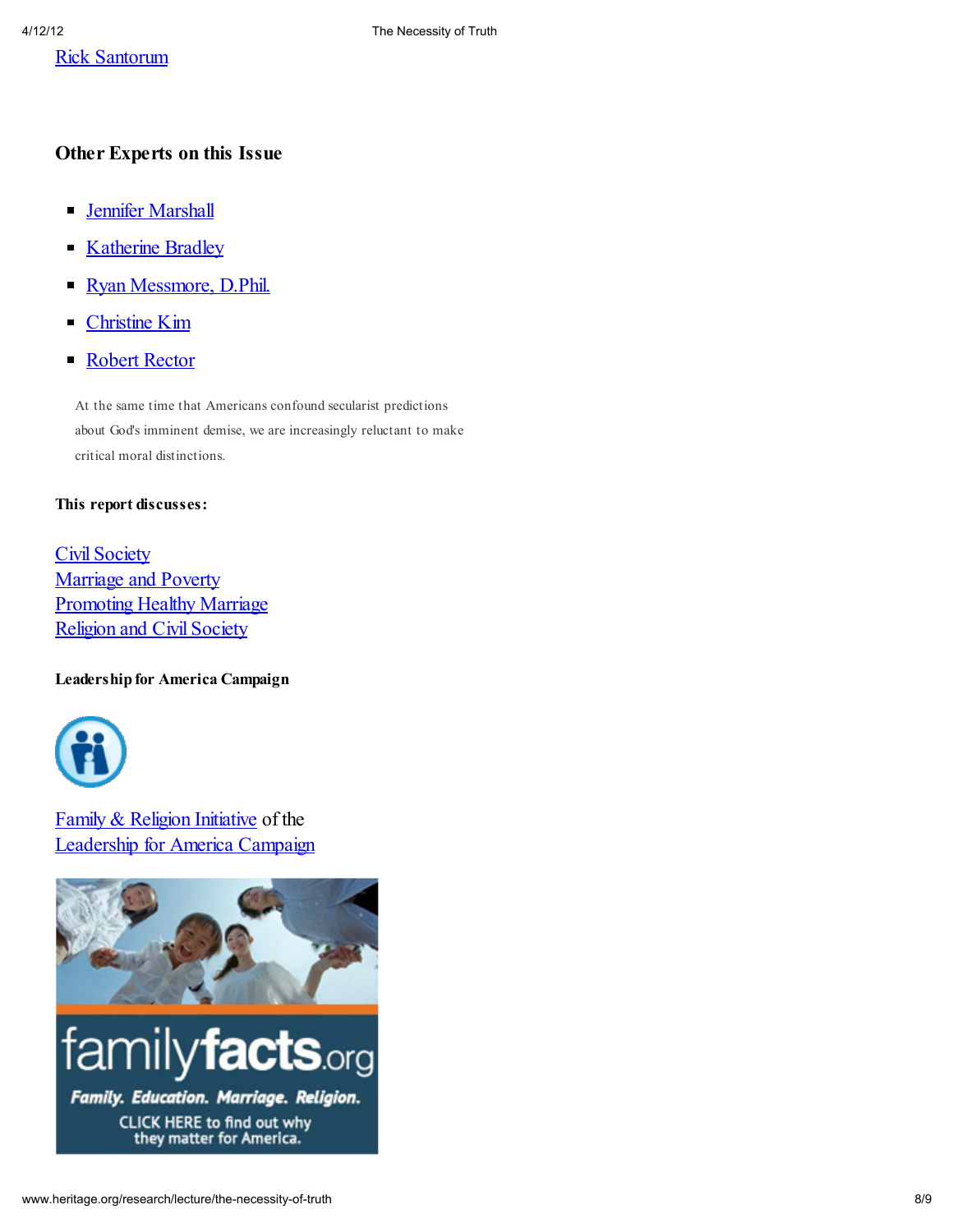Rick Santorum

## Other Experts on this Issue

- Jennifer Marshall
- Katherine Bradley
- Ryan Messmore, D.Phil.
- Christine Kim
- Robert Rector

At the same time that Americans confound secularist predictions about God's imminent demise, we are increasingly reluctant to make critical moral distinctions.

**This report discusses:**

Civil Society
Marriage and Poverty
Promoting Healthy Marriage
Religion and Civil Society

**Leadership for America Campaign**

Family & Religion Initiative of the
Leadership for America Campaign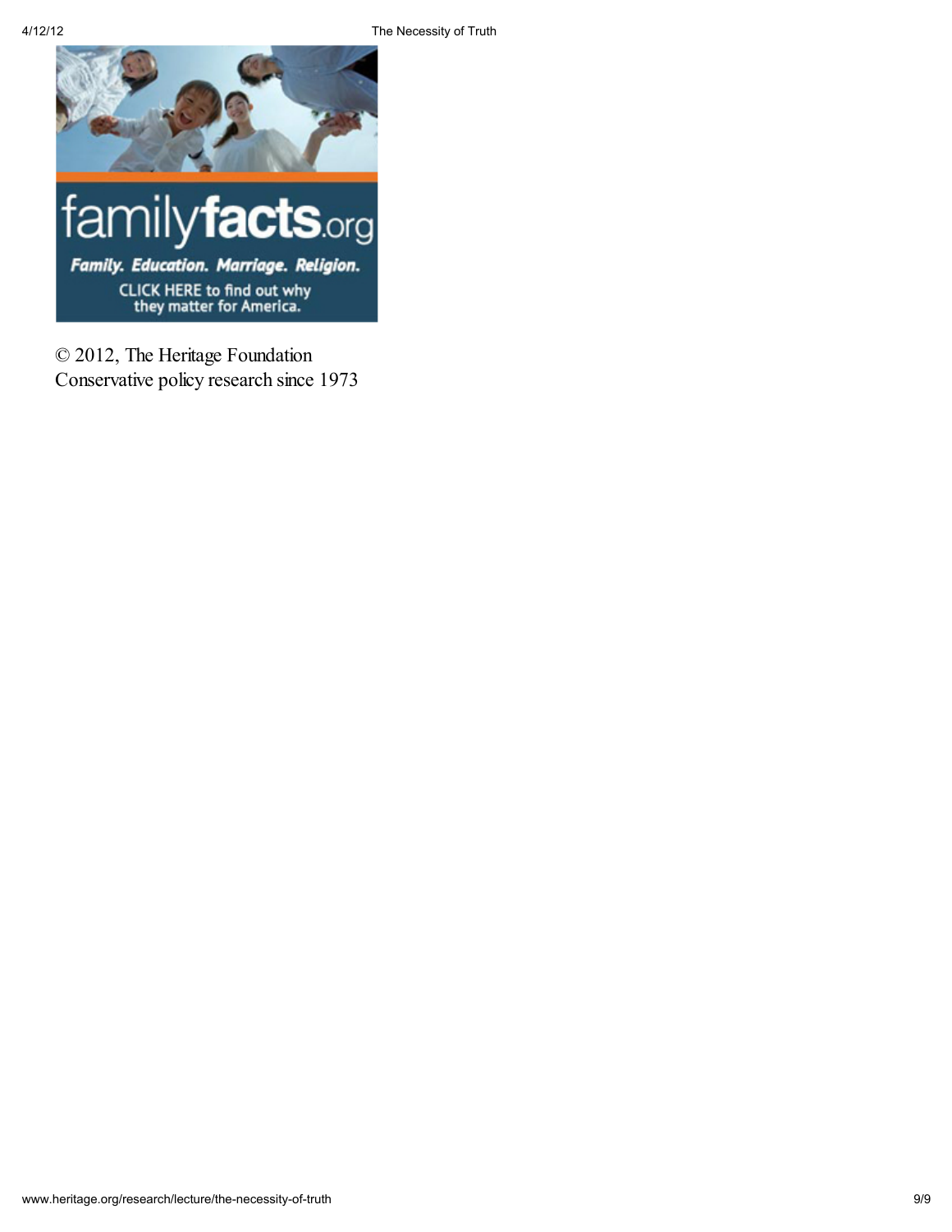familyfacts.org

*Family. Education. Marriage. Religion.*

CLICK HERE to find out why they matter for America.

© 2012, The Heritage Foundation
Conservative policy research since 1973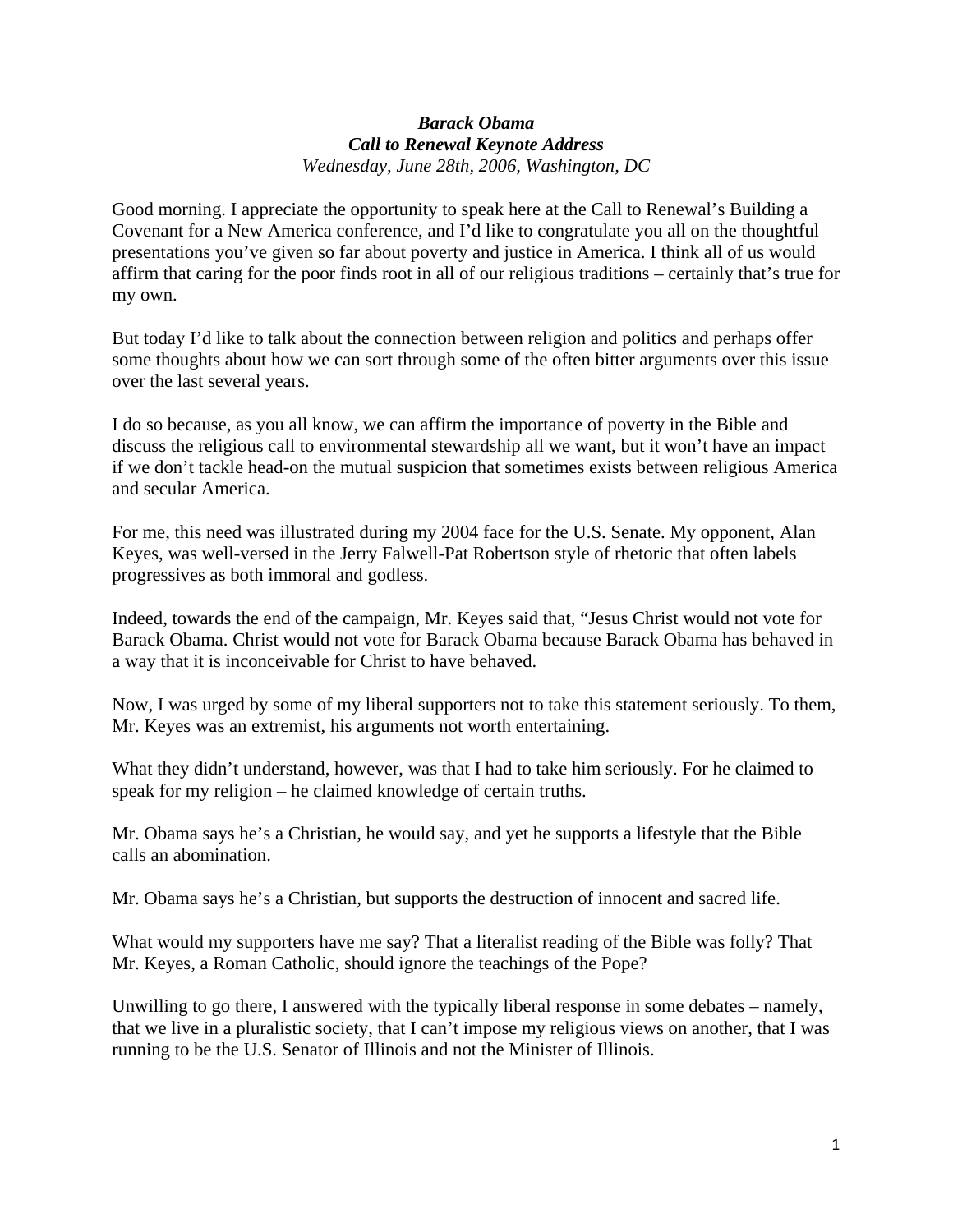***Barack Obama***
***Call to Renewal Keynote Address***
*Wednesday, June 28th, 2006, Washington, DC*

Good morning. I appreciate the opportunity to speak here at the Call to Renewal's Building a Covenant for a New America conference, and I'd like to congratulate you all on the thoughtful presentations you've given so far about poverty and justice in America. I think all of us would affirm that caring for the poor finds root in all of our religious traditions – certainly that's true for my own.

But today I'd like to talk about the connection between religion and politics and perhaps offer some thoughts about how we can sort through some of the often bitter arguments over this issue over the last several years.

I do so because, as you all know, we can affirm the importance of poverty in the Bible and discuss the religious call to environmental stewardship all we want, but it won't have an impact if we don't tackle head-on the mutual suspicion that sometimes exists between religious America and secular America.

For me, this need was illustrated during my 2004 face for the U.S. Senate. My opponent, Alan Keyes, was well-versed in the Jerry Falwell-Pat Robertson style of rhetoric that often labels progressives as both immoral and godless.

Indeed, towards the end of the campaign, Mr. Keyes said that, "Jesus Christ would not vote for Barack Obama. Christ would not vote for Barack Obama because Barack Obama has behaved in a way that it is inconceivable for Christ to have behaved.

Now, I was urged by some of my liberal supporters not to take this statement seriously. To them, Mr. Keyes was an extremist, his arguments not worth entertaining.

What they didn't understand, however, was that I had to take him seriously. For he claimed to speak for my religion – he claimed knowledge of certain truths.

Mr. Obama says he's a Christian, he would say, and yet he supports a lifestyle that the Bible calls an abomination.

Mr. Obama says he's a Christian, but supports the destruction of innocent and sacred life.

What would my supporters have me say? That a literalist reading of the Bible was folly? That Mr. Keyes, a Roman Catholic, should ignore the teachings of the Pope?

Unwilling to go there, I answered with the typically liberal response in some debates – namely, that we live in a pluralistic society, that I can't impose my religious views on another, that I was running to be the U.S. Senator of Illinois and not the Minister of Illinois.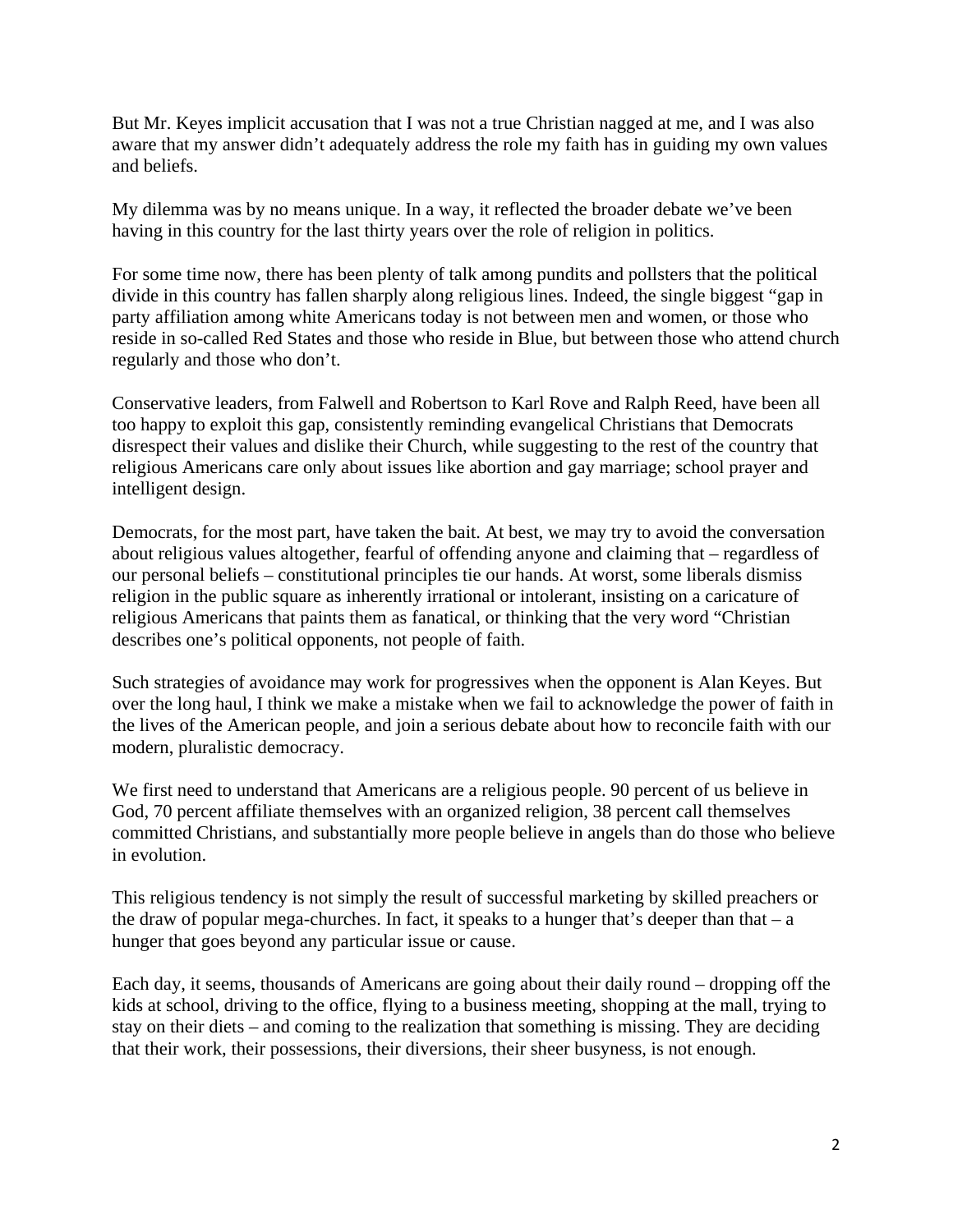But Mr. Keyes implicit accusation that I was not a true Christian nagged at me, and I was also aware that my answer didn't adequately address the role my faith has in guiding my own values and beliefs.

My dilemma was by no means unique. In a way, it reflected the broader debate we've been having in this country for the last thirty years over the role of religion in politics.

For some time now, there has been plenty of talk among pundits and pollsters that the political divide in this country has fallen sharply along religious lines. Indeed, the single biggest "gap in party affiliation among white Americans today is not between men and women, or those who reside in so-called Red States and those who reside in Blue, but between those who attend church regularly and those who don't.

Conservative leaders, from Falwell and Robertson to Karl Rove and Ralph Reed, have been all too happy to exploit this gap, consistently reminding evangelical Christians that Democrats disrespect their values and dislike their Church, while suggesting to the rest of the country that religious Americans care only about issues like abortion and gay marriage; school prayer and intelligent design.

Democrats, for the most part, have taken the bait. At best, we may try to avoid the conversation about religious values altogether, fearful of offending anyone and claiming that – regardless of our personal beliefs – constitutional principles tie our hands. At worst, some liberals dismiss religion in the public square as inherently irrational or intolerant, insisting on a caricature of religious Americans that paints them as fanatical, or thinking that the very word "Christian describes one's political opponents, not people of faith.

Such strategies of avoidance may work for progressives when the opponent is Alan Keyes. But over the long haul, I think we make a mistake when we fail to acknowledge the power of faith in the lives of the American people, and join a serious debate about how to reconcile faith with our modern, pluralistic democracy.

We first need to understand that Americans are a religious people. 90 percent of us believe in God, 70 percent affiliate themselves with an organized religion, 38 percent call themselves committed Christians, and substantially more people believe in angels than do those who believe in evolution.

This religious tendency is not simply the result of successful marketing by skilled preachers or the draw of popular mega-churches. In fact, it speaks to a hunger that's deeper than that – a hunger that goes beyond any particular issue or cause.

Each day, it seems, thousands of Americans are going about their daily round – dropping off the kids at school, driving to the office, flying to a business meeting, shopping at the mall, trying to stay on their diets – and coming to the realization that something is missing. They are deciding that their work, their possessions, their diversions, their sheer busyness, is not enough.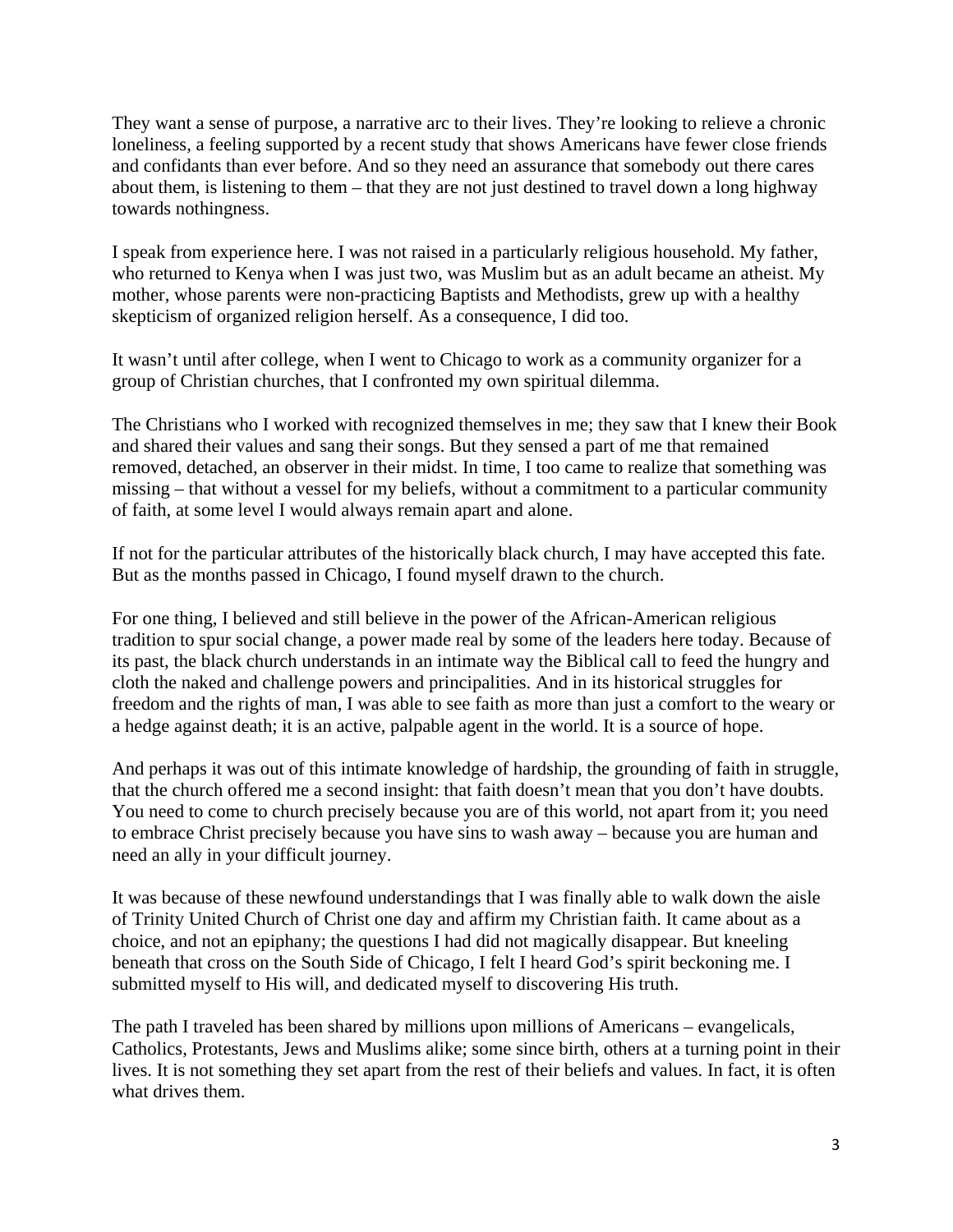They want a sense of purpose, a narrative arc to their lives. They're looking to relieve a chronic loneliness, a feeling supported by a recent study that shows Americans have fewer close friends and confidants than ever before. And so they need an assurance that somebody out there cares about them, is listening to them – that they are not just destined to travel down a long highway towards nothingness.

I speak from experience here. I was not raised in a particularly religious household. My father, who returned to Kenya when I was just two, was Muslim but as an adult became an atheist. My mother, whose parents were non-practicing Baptists and Methodists, grew up with a healthy skepticism of organized religion herself. As a consequence, I did too.

It wasn't until after college, when I went to Chicago to work as a community organizer for a group of Christian churches, that I confronted my own spiritual dilemma.

The Christians who I worked with recognized themselves in me; they saw that I knew their Book and shared their values and sang their songs. But they sensed a part of me that remained removed, detached, an observer in their midst. In time, I too came to realize that something was missing – that without a vessel for my beliefs, without a commitment to a particular community of faith, at some level I would always remain apart and alone.

If not for the particular attributes of the historically black church, I may have accepted this fate. But as the months passed in Chicago, I found myself drawn to the church.

For one thing, I believed and still believe in the power of the African-American religious tradition to spur social change, a power made real by some of the leaders here today. Because of its past, the black church understands in an intimate way the Biblical call to feed the hungry and cloth the naked and challenge powers and principalities. And in its historical struggles for freedom and the rights of man, I was able to see faith as more than just a comfort to the weary or a hedge against death; it is an active, palpable agent in the world. It is a source of hope.

And perhaps it was out of this intimate knowledge of hardship, the grounding of faith in struggle, that the church offered me a second insight: that faith doesn't mean that you don't have doubts. You need to come to church precisely because you are of this world, not apart from it; you need to embrace Christ precisely because you have sins to wash away – because you are human and need an ally in your difficult journey.

It was because of these newfound understandings that I was finally able to walk down the aisle of Trinity United Church of Christ one day and affirm my Christian faith. It came about as a choice, and not an epiphany; the questions I had did not magically disappear. But kneeling beneath that cross on the South Side of Chicago, I felt I heard God's spirit beckoning me. I submitted myself to His will, and dedicated myself to discovering His truth.

The path I traveled has been shared by millions upon millions of Americans – evangelicals, Catholics, Protestants, Jews and Muslims alike; some since birth, others at a turning point in their lives. It is not something they set apart from the rest of their beliefs and values. In fact, it is often what drives them.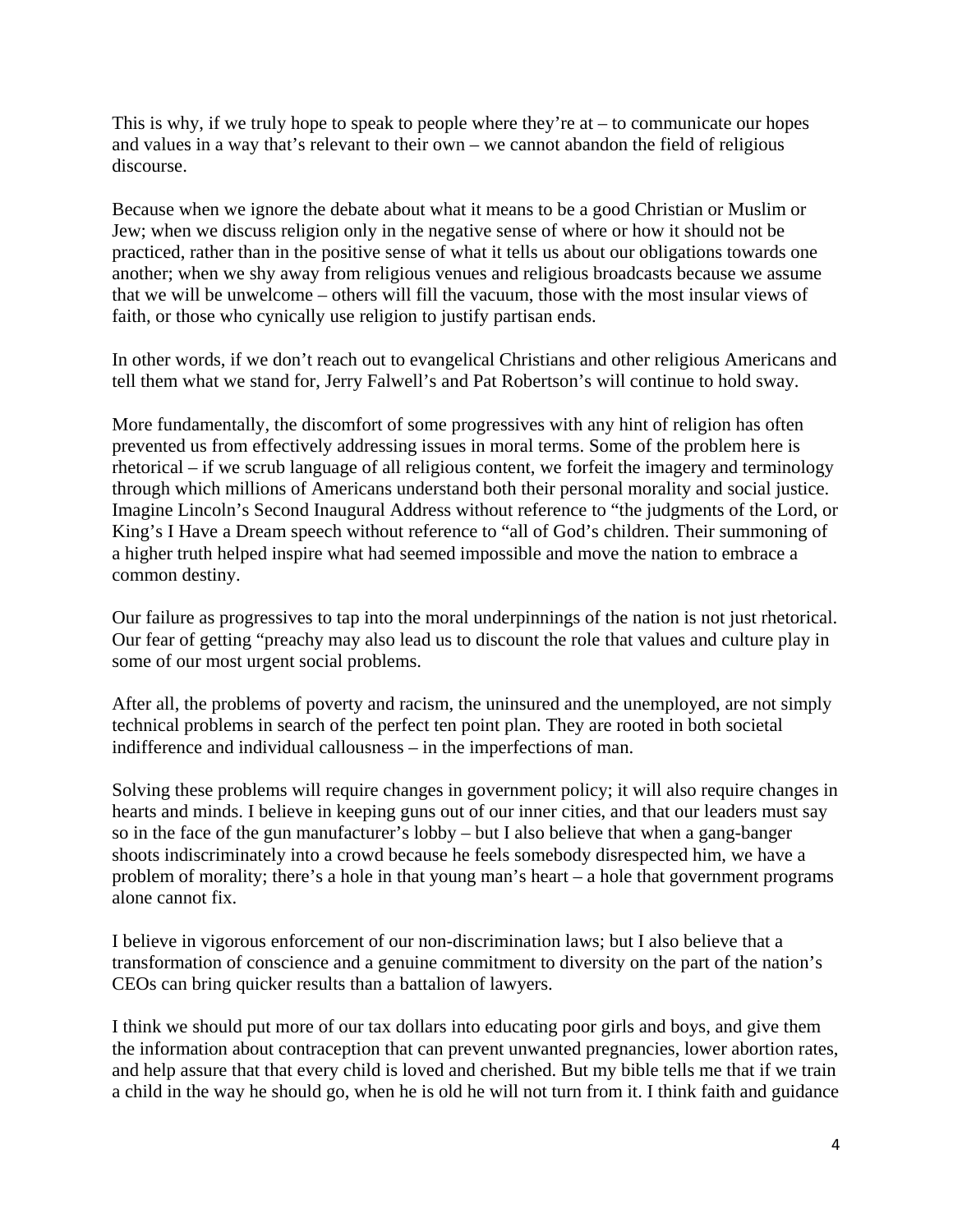This is why, if we truly hope to speak to people where they're at – to communicate our hopes and values in a way that's relevant to their own – we cannot abandon the field of religious discourse.

Because when we ignore the debate about what it means to be a good Christian or Muslim or Jew; when we discuss religion only in the negative sense of where or how it should not be practiced, rather than in the positive sense of what it tells us about our obligations towards one another; when we shy away from religious venues and religious broadcasts because we assume that we will be unwelcome – others will fill the vacuum, those with the most insular views of faith, or those who cynically use religion to justify partisan ends.

In other words, if we don't reach out to evangelical Christians and other religious Americans and tell them what we stand for, Jerry Falwell's and Pat Robertson's will continue to hold sway.

More fundamentally, the discomfort of some progressives with any hint of religion has often prevented us from effectively addressing issues in moral terms. Some of the problem here is rhetorical – if we scrub language of all religious content, we forfeit the imagery and terminology through which millions of Americans understand both their personal morality and social justice. Imagine Lincoln's Second Inaugural Address without reference to "the judgments of the Lord, or King's I Have a Dream speech without reference to "all of God's children. Their summoning of a higher truth helped inspire what had seemed impossible and move the nation to embrace a common destiny.

Our failure as progressives to tap into the moral underpinnings of the nation is not just rhetorical. Our fear of getting "preachy may also lead us to discount the role that values and culture play in some of our most urgent social problems.

After all, the problems of poverty and racism, the uninsured and the unemployed, are not simply technical problems in search of the perfect ten point plan. They are rooted in both societal indifference and individual callousness – in the imperfections of man.

Solving these problems will require changes in government policy; it will also require changes in hearts and minds. I believe in keeping guns out of our inner cities, and that our leaders must say so in the face of the gun manufacturer's lobby – but I also believe that when a gang-banger shoots indiscriminately into a crowd because he feels somebody disrespected him, we have a problem of morality; there's a hole in that young man's heart – a hole that government programs alone cannot fix.

I believe in vigorous enforcement of our non-discrimination laws; but I also believe that a transformation of conscience and a genuine commitment to diversity on the part of the nation's CEOs can bring quicker results than a battalion of lawyers.

I think we should put more of our tax dollars into educating poor girls and boys, and give them the information about contraception that can prevent unwanted pregnancies, lower abortion rates, and help assure that that every child is loved and cherished. But my bible tells me that if we train a child in the way he should go, when he is old he will not turn from it. I think faith and guidance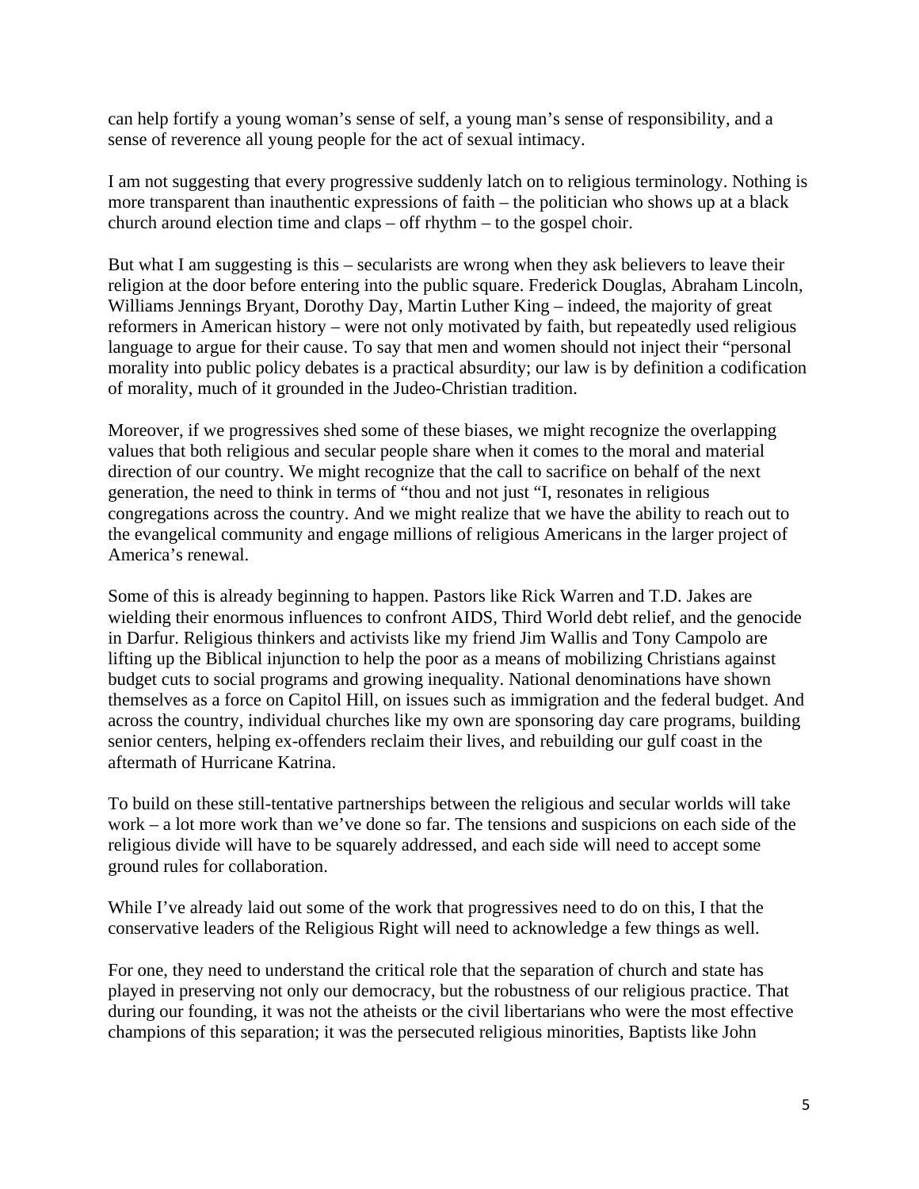can help fortify a young woman's sense of self, a young man's sense of responsibility, and a sense of reverence all young people for the act of sexual intimacy.

I am not suggesting that every progressive suddenly latch on to religious terminology. Nothing is more transparent than inauthentic expressions of faith – the politician who shows up at a black church around election time and claps – off rhythm – to the gospel choir.

But what I am suggesting is this – secularists are wrong when they ask believers to leave their religion at the door before entering into the public square. Frederick Douglas, Abraham Lincoln, Williams Jennings Bryant, Dorothy Day, Martin Luther King – indeed, the majority of great reformers in American history – were not only motivated by faith, but repeatedly used religious language to argue for their cause. To say that men and women should not inject their "personal morality into public policy debates is a practical absurdity; our law is by definition a codification of morality, much of it grounded in the Judeo-Christian tradition.

Moreover, if we progressives shed some of these biases, we might recognize the overlapping values that both religious and secular people share when it comes to the moral and material direction of our country. We might recognize that the call to sacrifice on behalf of the next generation, the need to think in terms of "thou and not just "I, resonates in religious congregations across the country. And we might realize that we have the ability to reach out to the evangelical community and engage millions of religious Americans in the larger project of America's renewal.

Some of this is already beginning to happen. Pastors like Rick Warren and T.D. Jakes are wielding their enormous influences to confront AIDS, Third World debt relief, and the genocide in Darfur. Religious thinkers and activists like my friend Jim Wallis and Tony Campolo are lifting up the Biblical injunction to help the poor as a means of mobilizing Christians against budget cuts to social programs and growing inequality. National denominations have shown themselves as a force on Capitol Hill, on issues such as immigration and the federal budget. And across the country, individual churches like my own are sponsoring day care programs, building senior centers, helping ex-offenders reclaim their lives, and rebuilding our gulf coast in the aftermath of Hurricane Katrina.

To build on these still-tentative partnerships between the religious and secular worlds will take work – a lot more work than we've done so far. The tensions and suspicions on each side of the religious divide will have to be squarely addressed, and each side will need to accept some ground rules for collaboration.

While I've already laid out some of the work that progressives need to do on this, I that the conservative leaders of the Religious Right will need to acknowledge a few things as well.

For one, they need to understand the critical role that the separation of church and state has played in preserving not only our democracy, but the robustness of our religious practice. That during our founding, it was not the atheists or the civil libertarians who were the most effective champions of this separation; it was the persecuted religious minorities, Baptists like John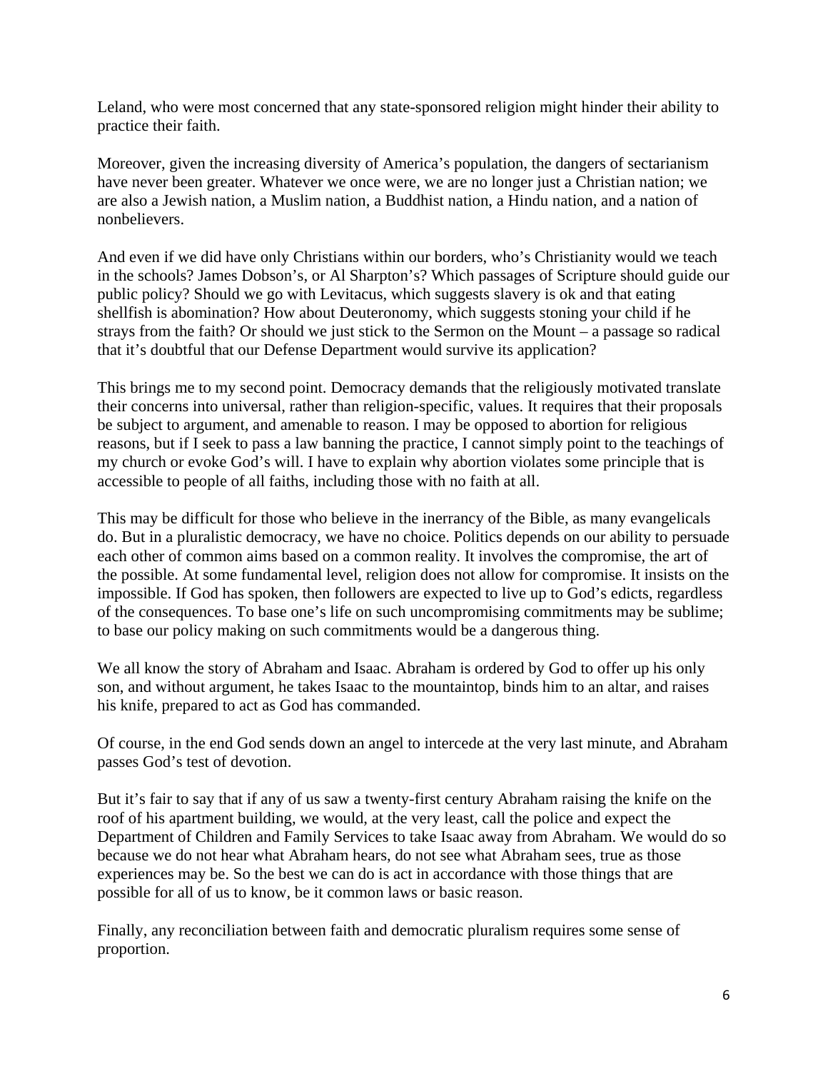Leland, who were most concerned that any state-sponsored religion might hinder their ability to practice their faith.

Moreover, given the increasing diversity of America's population, the dangers of sectarianism have never been greater. Whatever we once were, we are no longer just a Christian nation; we are also a Jewish nation, a Muslim nation, a Buddhist nation, a Hindu nation, and a nation of nonbelievers.

And even if we did have only Christians within our borders, who's Christianity would we teach in the schools? James Dobson's, or Al Sharpton's? Which passages of Scripture should guide our public policy? Should we go with Levitacus, which suggests slavery is ok and that eating shellfish is abomination? How about Deuteronomy, which suggests stoning your child if he strays from the faith? Or should we just stick to the Sermon on the Mount – a passage so radical that it's doubtful that our Defense Department would survive its application?

This brings me to my second point. Democracy demands that the religiously motivated translate their concerns into universal, rather than religion-specific, values. It requires that their proposals be subject to argument, and amenable to reason. I may be opposed to abortion for religious reasons, but if I seek to pass a law banning the practice, I cannot simply point to the teachings of my church or evoke God's will. I have to explain why abortion violates some principle that is accessible to people of all faiths, including those with no faith at all.

This may be difficult for those who believe in the inerrancy of the Bible, as many evangelicals do. But in a pluralistic democracy, we have no choice. Politics depends on our ability to persuade each other of common aims based on a common reality. It involves the compromise, the art of the possible. At some fundamental level, religion does not allow for compromise. It insists on the impossible. If God has spoken, then followers are expected to live up to God's edicts, regardless of the consequences. To base one's life on such uncompromising commitments may be sublime; to base our policy making on such commitments would be a dangerous thing.

We all know the story of Abraham and Isaac. Abraham is ordered by God to offer up his only son, and without argument, he takes Isaac to the mountaintop, binds him to an altar, and raises his knife, prepared to act as God has commanded.

Of course, in the end God sends down an angel to intercede at the very last minute, and Abraham passes God's test of devotion.

But it's fair to say that if any of us saw a twenty-first century Abraham raising the knife on the roof of his apartment building, we would, at the very least, call the police and expect the Department of Children and Family Services to take Isaac away from Abraham. We would do so because we do not hear what Abraham hears, do not see what Abraham sees, true as those experiences may be. So the best we can do is act in accordance with those things that are possible for all of us to know, be it common laws or basic reason.

Finally, any reconciliation between faith and democratic pluralism requires some sense of proportion.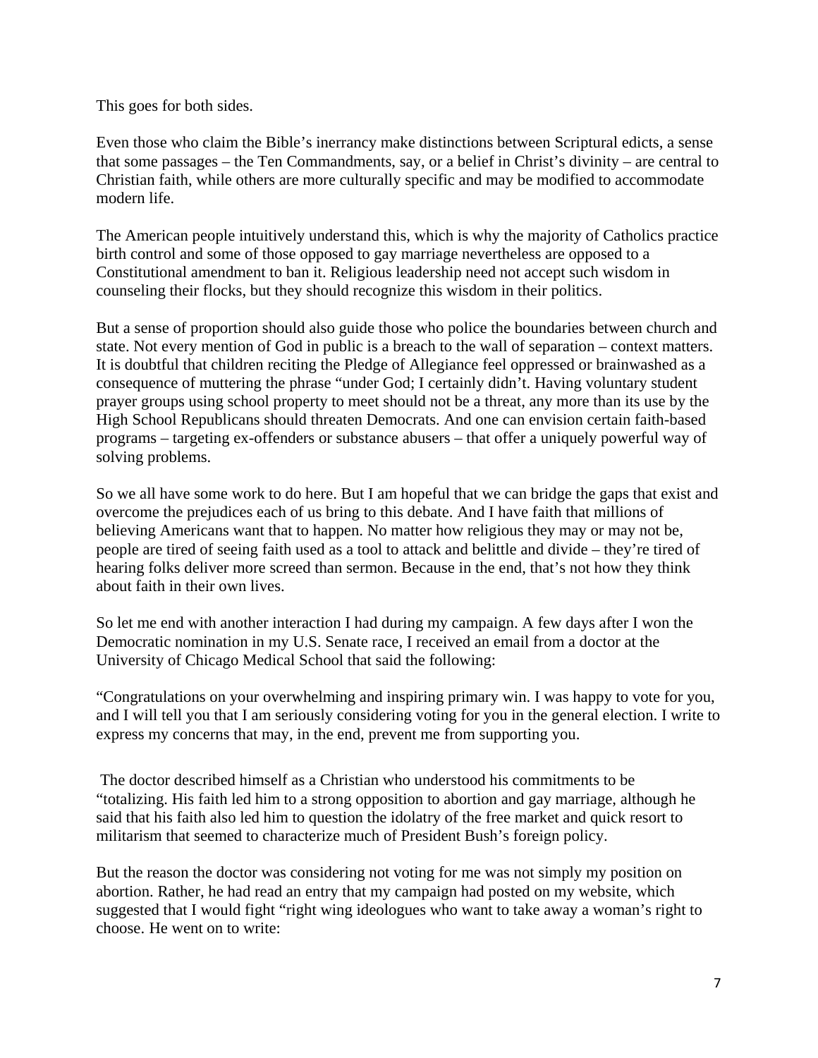This goes for both sides.

Even those who claim the Bible's inerrancy make distinctions between Scriptural edicts, a sense that some passages – the Ten Commandments, say, or a belief in Christ's divinity – are central to Christian faith, while others are more culturally specific and may be modified to accommodate modern life.

The American people intuitively understand this, which is why the majority of Catholics practice birth control and some of those opposed to gay marriage nevertheless are opposed to a Constitutional amendment to ban it. Religious leadership need not accept such wisdom in counseling their flocks, but they should recognize this wisdom in their politics.

But a sense of proportion should also guide those who police the boundaries between church and state. Not every mention of God in public is a breach to the wall of separation – context matters. It is doubtful that children reciting the Pledge of Allegiance feel oppressed or brainwashed as a consequence of muttering the phrase "under God; I certainly didn't. Having voluntary student prayer groups using school property to meet should not be a threat, any more than its use by the High School Republicans should threaten Democrats. And one can envision certain faith-based programs – targeting ex-offenders or substance abusers – that offer a uniquely powerful way of solving problems.

So we all have some work to do here. But I am hopeful that we can bridge the gaps that exist and overcome the prejudices each of us bring to this debate. And I have faith that millions of believing Americans want that to happen. No matter how religious they may or may not be, people are tired of seeing faith used as a tool to attack and belittle and divide – they're tired of hearing folks deliver more screed than sermon. Because in the end, that's not how they think about faith in their own lives.

So let me end with another interaction I had during my campaign. A few days after I won the Democratic nomination in my U.S. Senate race, I received an email from a doctor at the University of Chicago Medical School that said the following:

"Congratulations on your overwhelming and inspiring primary win. I was happy to vote for you, and I will tell you that I am seriously considering voting for you in the general election. I write to express my concerns that may, in the end, prevent me from supporting you.

The doctor described himself as a Christian who understood his commitments to be "totalizing. His faith led him to a strong opposition to abortion and gay marriage, although he said that his faith also led him to question the idolatry of the free market and quick resort to militarism that seemed to characterize much of President Bush's foreign policy.

But the reason the doctor was considering not voting for me was not simply my position on abortion. Rather, he had read an entry that my campaign had posted on my website, which suggested that I would fight "right wing ideologues who want to take away a woman's right to choose. He went on to write: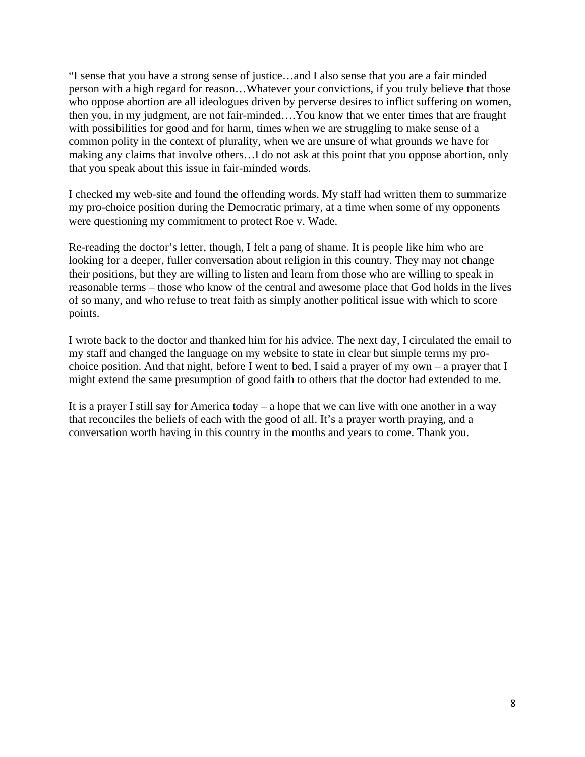"I sense that you have a strong sense of justice…and I also sense that you are a fair minded person with a high regard for reason…Whatever your convictions, if you truly believe that those who oppose abortion are all ideologues driven by perverse desires to inflict suffering on women, then you, in my judgment, are not fair-minded….You know that we enter times that are fraught with possibilities for good and for harm, times when we are struggling to make sense of a common polity in the context of plurality, when we are unsure of what grounds we have for making any claims that involve others…I do not ask at this point that you oppose abortion, only that you speak about this issue in fair-minded words.

I checked my web-site and found the offending words. My staff had written them to summarize my pro-choice position during the Democratic primary, at a time when some of my opponents were questioning my commitment to protect Roe v. Wade.

Re-reading the doctor's letter, though, I felt a pang of shame. It is people like him who are looking for a deeper, fuller conversation about religion in this country. They may not change their positions, but they are willing to listen and learn from those who are willing to speak in reasonable terms – those who know of the central and awesome place that God holds in the lives of so many, and who refuse to treat faith as simply another political issue with which to score points.

I wrote back to the doctor and thanked him for his advice. The next day, I circulated the email to my staff and changed the language on my website to state in clear but simple terms my pro-choice position. And that night, before I went to bed, I said a prayer of my own – a prayer that I might extend the same presumption of good faith to others that the doctor had extended to me.

It is a prayer I still say for America today – a hope that we can live with one another in a way that reconciles the beliefs of each with the good of all. It's a prayer worth praying, and a conversation worth having in this country in the months and years to come. Thank you.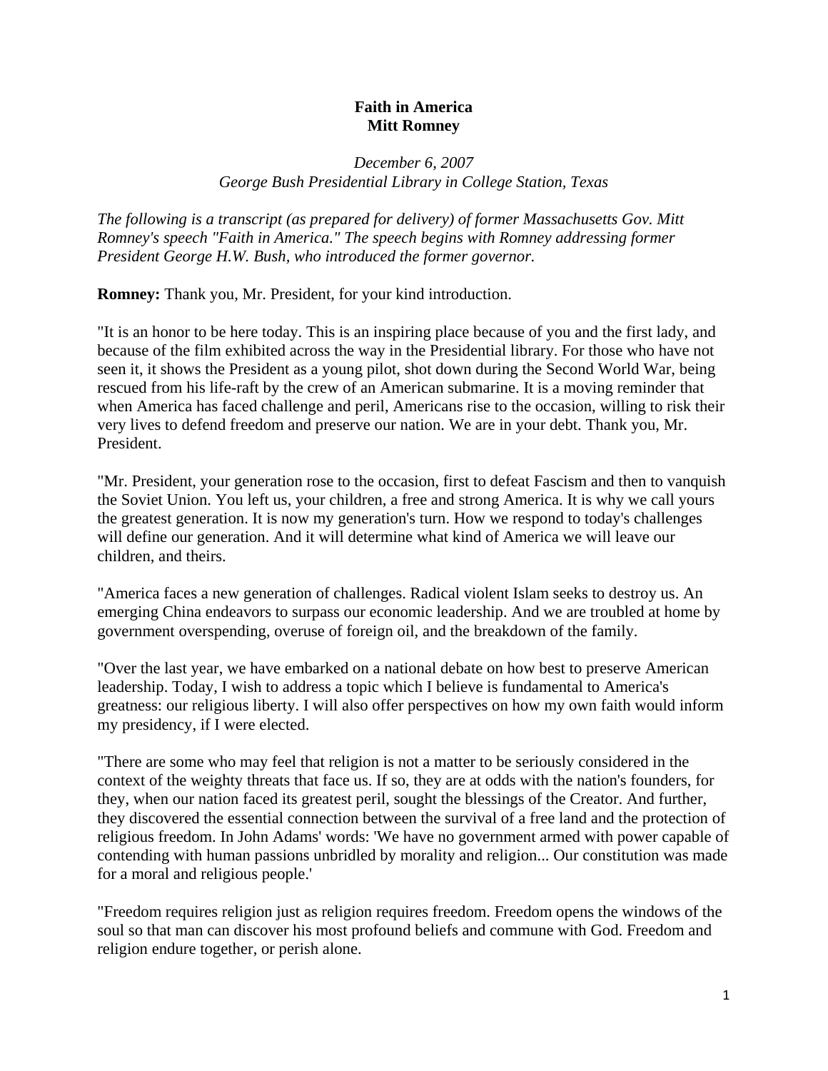**Faith in America**
**Mitt Romney**

*December 6, 2007*
*George Bush Presidential Library in College Station, Texas*

*The following is a transcript (as prepared for delivery) of former Massachusetts Gov. Mitt Romney's speech "Faith in America." The speech begins with Romney addressing former President George H.W. Bush, who introduced the former governor.*

**Romney:** Thank you, Mr. President, for your kind introduction.

"It is an honor to be here today. This is an inspiring place because of you and the first lady, and because of the film exhibited across the way in the Presidential library. For those who have not seen it, it shows the President as a young pilot, shot down during the Second World War, being rescued from his life-raft by the crew of an American submarine. It is a moving reminder that when America has faced challenge and peril, Americans rise to the occasion, willing to risk their very lives to defend freedom and preserve our nation. We are in your debt. Thank you, Mr. President.

"Mr. President, your generation rose to the occasion, first to defeat Fascism and then to vanquish the Soviet Union. You left us, your children, a free and strong America. It is why we call yours the greatest generation. It is now my generation's turn. How we respond to today's challenges will define our generation. And it will determine what kind of America we will leave our children, and theirs.

"America faces a new generation of challenges. Radical violent Islam seeks to destroy us. An emerging China endeavors to surpass our economic leadership. And we are troubled at home by government overspending, overuse of foreign oil, and the breakdown of the family.

"Over the last year, we have embarked on a national debate on how best to preserve American leadership. Today, I wish to address a topic which I believe is fundamental to America's greatness: our religious liberty. I will also offer perspectives on how my own faith would inform my presidency, if I were elected.

"There are some who may feel that religion is not a matter to be seriously considered in the context of the weighty threats that face us. If so, they are at odds with the nation's founders, for they, when our nation faced its greatest peril, sought the blessings of the Creator. And further, they discovered the essential connection between the survival of a free land and the protection of religious freedom. In John Adams' words: 'We have no government armed with power capable of contending with human passions unbridled by morality and religion... Our constitution was made for a moral and religious people.'

"Freedom requires religion just as religion requires freedom. Freedom opens the windows of the soul so that man can discover his most profound beliefs and commune with God. Freedom and religion endure together, or perish alone.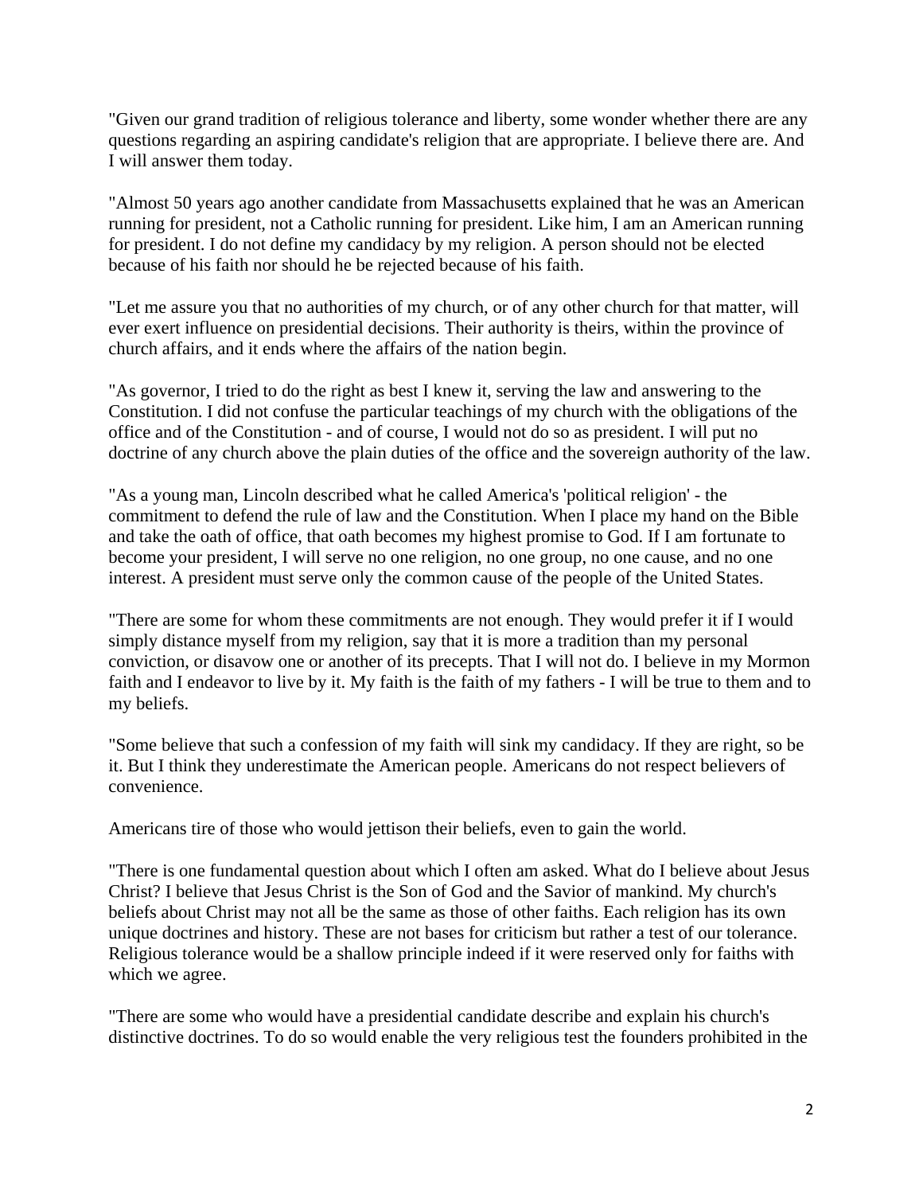"Given our grand tradition of religious tolerance and liberty, some wonder whether there are any questions regarding an aspiring candidate's religion that are appropriate. I believe there are. And I will answer them today.

"Almost 50 years ago another candidate from Massachusetts explained that he was an American running for president, not a Catholic running for president. Like him, I am an American running for president. I do not define my candidacy by my religion. A person should not be elected because of his faith nor should he be rejected because of his faith.

"Let me assure you that no authorities of my church, or of any other church for that matter, will ever exert influence on presidential decisions. Their authority is theirs, within the province of church affairs, and it ends where the affairs of the nation begin.

"As governor, I tried to do the right as best I knew it, serving the law and answering to the Constitution. I did not confuse the particular teachings of my church with the obligations of the office and of the Constitution - and of course, I would not do so as president. I will put no doctrine of any church above the plain duties of the office and the sovereign authority of the law.

"As a young man, Lincoln described what he called America's 'political religion' - the commitment to defend the rule of law and the Constitution. When I place my hand on the Bible and take the oath of office, that oath becomes my highest promise to God. If I am fortunate to become your president, I will serve no one religion, no one group, no one cause, and no one interest. A president must serve only the common cause of the people of the United States.

"There are some for whom these commitments are not enough. They would prefer it if I would simply distance myself from my religion, say that it is more a tradition than my personal conviction, or disavow one or another of its precepts. That I will not do. I believe in my Mormon faith and I endeavor to live by it. My faith is the faith of my fathers - I will be true to them and to my beliefs.

"Some believe that such a confession of my faith will sink my candidacy. If they are right, so be it. But I think they underestimate the American people. Americans do not respect believers of convenience.

Americans tire of those who would jettison their beliefs, even to gain the world.

"There is one fundamental question about which I often am asked. What do I believe about Jesus Christ? I believe that Jesus Christ is the Son of God and the Savior of mankind. My church's beliefs about Christ may not all be the same as those of other faiths. Each religion has its own unique doctrines and history. These are not bases for criticism but rather a test of our tolerance. Religious tolerance would be a shallow principle indeed if it were reserved only for faiths with which we agree.

"There are some who would have a presidential candidate describe and explain his church's distinctive doctrines. To do so would enable the very religious test the founders prohibited in the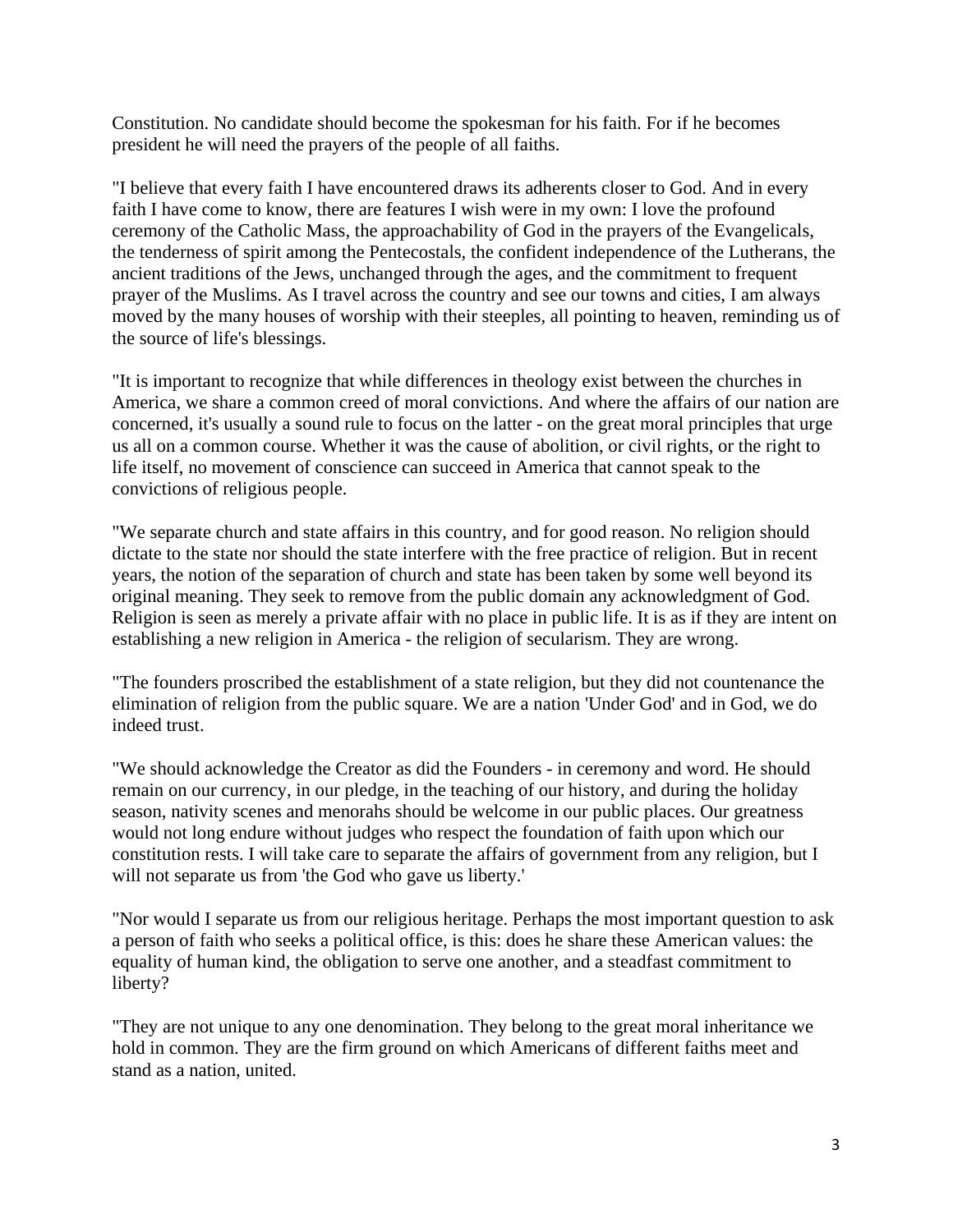Constitution. No candidate should become the spokesman for his faith. For if he becomes president he will need the prayers of the people of all faiths.

"I believe that every faith I have encountered draws its adherents closer to God. And in every faith I have come to know, there are features I wish were in my own: I love the profound ceremony of the Catholic Mass, the approachability of God in the prayers of the Evangelicals, the tenderness of spirit among the Pentecostals, the confident independence of the Lutherans, the ancient traditions of the Jews, unchanged through the ages, and the commitment to frequent prayer of the Muslims. As I travel across the country and see our towns and cities, I am always moved by the many houses of worship with their steeples, all pointing to heaven, reminding us of the source of life's blessings.

"It is important to recognize that while differences in theology exist between the churches in America, we share a common creed of moral convictions. And where the affairs of our nation are concerned, it's usually a sound rule to focus on the latter - on the great moral principles that urge us all on a common course. Whether it was the cause of abolition, or civil rights, or the right to life itself, no movement of conscience can succeed in America that cannot speak to the convictions of religious people.

"We separate church and state affairs in this country, and for good reason. No religion should dictate to the state nor should the state interfere with the free practice of religion. But in recent years, the notion of the separation of church and state has been taken by some well beyond its original meaning. They seek to remove from the public domain any acknowledgment of God. Religion is seen as merely a private affair with no place in public life. It is as if they are intent on establishing a new religion in America - the religion of secularism. They are wrong.

"The founders proscribed the establishment of a state religion, but they did not countenance the elimination of religion from the public square. We are a nation 'Under God' and in God, we do indeed trust.

"We should acknowledge the Creator as did the Founders - in ceremony and word. He should remain on our currency, in our pledge, in the teaching of our history, and during the holiday season, nativity scenes and menorahs should be welcome in our public places. Our greatness would not long endure without judges who respect the foundation of faith upon which our constitution rests. I will take care to separate the affairs of government from any religion, but I will not separate us from 'the God who gave us liberty.'

"Nor would I separate us from our religious heritage. Perhaps the most important question to ask a person of faith who seeks a political office, is this: does he share these American values: the equality of human kind, the obligation to serve one another, and a steadfast commitment to liberty?

"They are not unique to any one denomination. They belong to the great moral inheritance we hold in common. They are the firm ground on which Americans of different faiths meet and stand as a nation, united.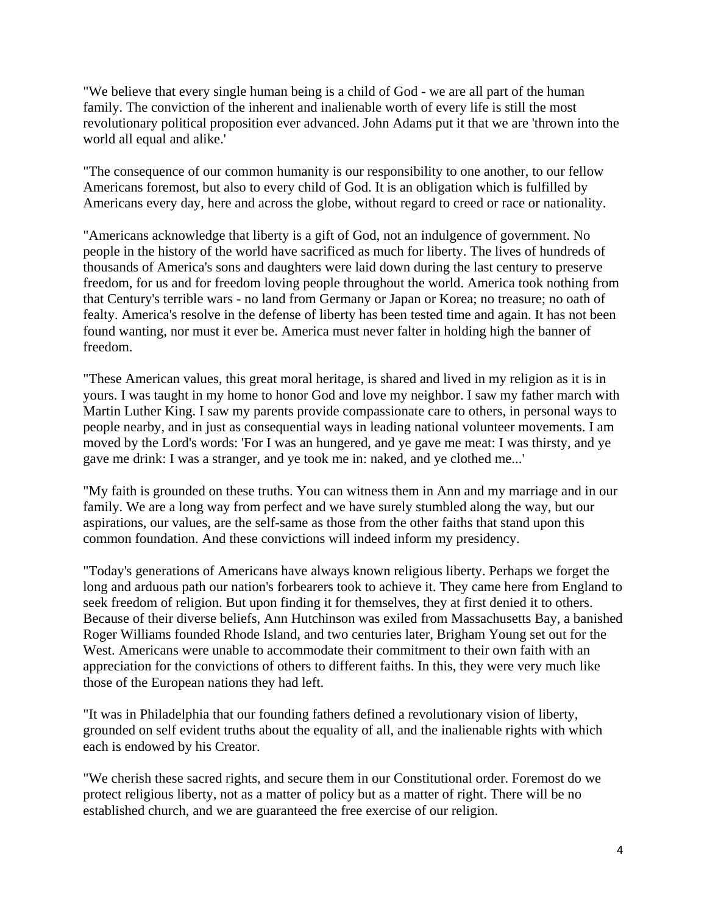"We believe that every single human being is a child of God - we are all part of the human family. The conviction of the inherent and inalienable worth of every life is still the most revolutionary political proposition ever advanced. John Adams put it that we are 'thrown into the world all equal and alike.'

"The consequence of our common humanity is our responsibility to one another, to our fellow Americans foremost, but also to every child of God. It is an obligation which is fulfilled by Americans every day, here and across the globe, without regard to creed or race or nationality.

"Americans acknowledge that liberty is a gift of God, not an indulgence of government. No people in the history of the world have sacrificed as much for liberty. The lives of hundreds of thousands of America's sons and daughters were laid down during the last century to preserve freedom, for us and for freedom loving people throughout the world. America took nothing from that Century's terrible wars - no land from Germany or Japan or Korea; no treasure; no oath of fealty. America's resolve in the defense of liberty has been tested time and again. It has not been found wanting, nor must it ever be. America must never falter in holding high the banner of freedom.

"These American values, this great moral heritage, is shared and lived in my religion as it is in yours. I was taught in my home to honor God and love my neighbor. I saw my father march with Martin Luther King. I saw my parents provide compassionate care to others, in personal ways to people nearby, and in just as consequential ways in leading national volunteer movements. I am moved by the Lord's words: 'For I was an hungered, and ye gave me meat: I was thirsty, and ye gave me drink: I was a stranger, and ye took me in: naked, and ye clothed me...'

"My faith is grounded on these truths. You can witness them in Ann and my marriage and in our family. We are a long way from perfect and we have surely stumbled along the way, but our aspirations, our values, are the self-same as those from the other faiths that stand upon this common foundation. And these convictions will indeed inform my presidency.

"Today's generations of Americans have always known religious liberty. Perhaps we forget the long and arduous path our nation's forbearers took to achieve it. They came here from England to seek freedom of religion. But upon finding it for themselves, they at first denied it to others. Because of their diverse beliefs, Ann Hutchinson was exiled from Massachusetts Bay, a banished Roger Williams founded Rhode Island, and two centuries later, Brigham Young set out for the West. Americans were unable to accommodate their commitment to their own faith with an appreciation for the convictions of others to different faiths. In this, they were very much like those of the European nations they had left.

"It was in Philadelphia that our founding fathers defined a revolutionary vision of liberty, grounded on self evident truths about the equality of all, and the inalienable rights with which each is endowed by his Creator.

"We cherish these sacred rights, and secure them in our Constitutional order. Foremost do we protect religious liberty, not as a matter of policy but as a matter of right. There will be no established church, and we are guaranteed the free exercise of our religion.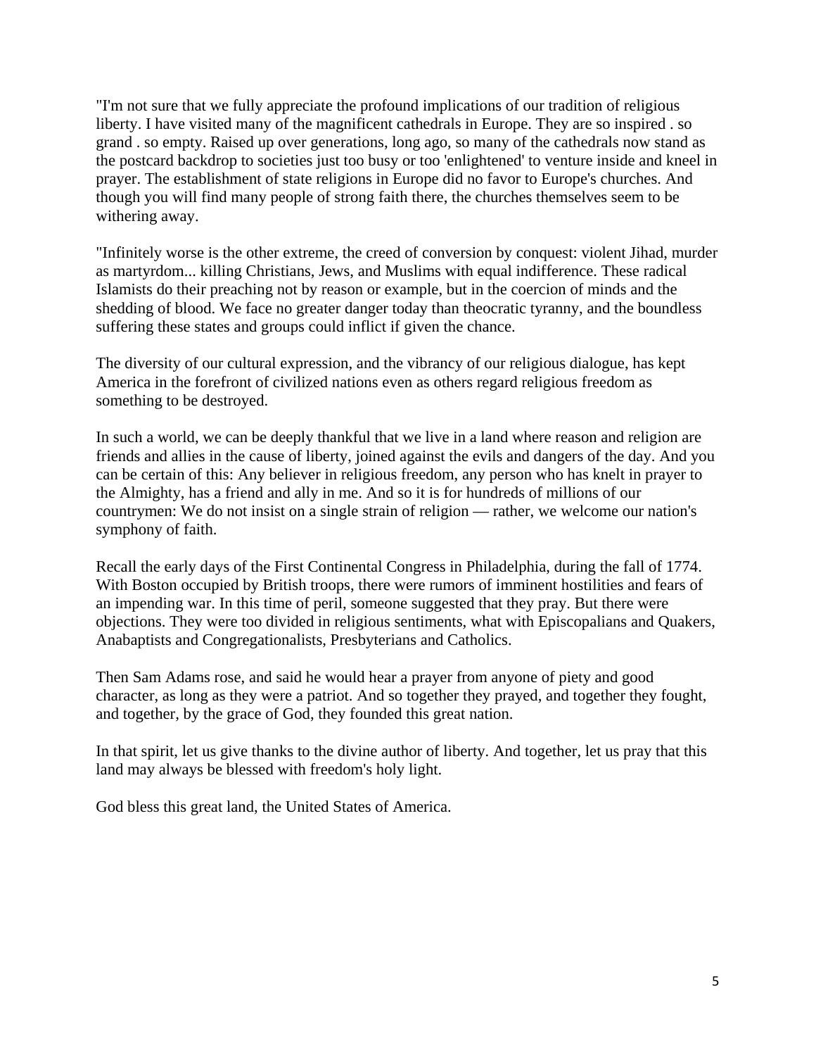"I'm not sure that we fully appreciate the profound implications of our tradition of religious liberty. I have visited many of the magnificent cathedrals in Europe. They are so inspired . so grand . so empty. Raised up over generations, long ago, so many of the cathedrals now stand as the postcard backdrop to societies just too busy or too 'enlightened' to venture inside and kneel in prayer. The establishment of state religions in Europe did no favor to Europe's churches. And though you will find many people of strong faith there, the churches themselves seem to be withering away.

"Infinitely worse is the other extreme, the creed of conversion by conquest: violent Jihad, murder as martyrdom... killing Christians, Jews, and Muslims with equal indifference. These radical Islamists do their preaching not by reason or example, but in the coercion of minds and the shedding of blood. We face no greater danger today than theocratic tyranny, and the boundless suffering these states and groups could inflict if given the chance.

The diversity of our cultural expression, and the vibrancy of our religious dialogue, has kept America in the forefront of civilized nations even as others regard religious freedom as something to be destroyed.

In such a world, we can be deeply thankful that we live in a land where reason and religion are friends and allies in the cause of liberty, joined against the evils and dangers of the day. And you can be certain of this: Any believer in religious freedom, any person who has knelt in prayer to the Almighty, has a friend and ally in me. And so it is for hundreds of millions of our countrymen: We do not insist on a single strain of religion — rather, we welcome our nation's symphony of faith.

Recall the early days of the First Continental Congress in Philadelphia, during the fall of 1774. With Boston occupied by British troops, there were rumors of imminent hostilities and fears of an impending war. In this time of peril, someone suggested that they pray. But there were objections. They were too divided in religious sentiments, what with Episcopalians and Quakers, Anabaptists and Congregationalists, Presbyterians and Catholics.

Then Sam Adams rose, and said he would hear a prayer from anyone of piety and good character, as long as they were a patriot. And so together they prayed, and together they fought, and together, by the grace of God, they founded this great nation.

In that spirit, let us give thanks to the divine author of liberty. And together, let us pray that this land may always be blessed with freedom's holy light.

God bless this great land, the United States of America.